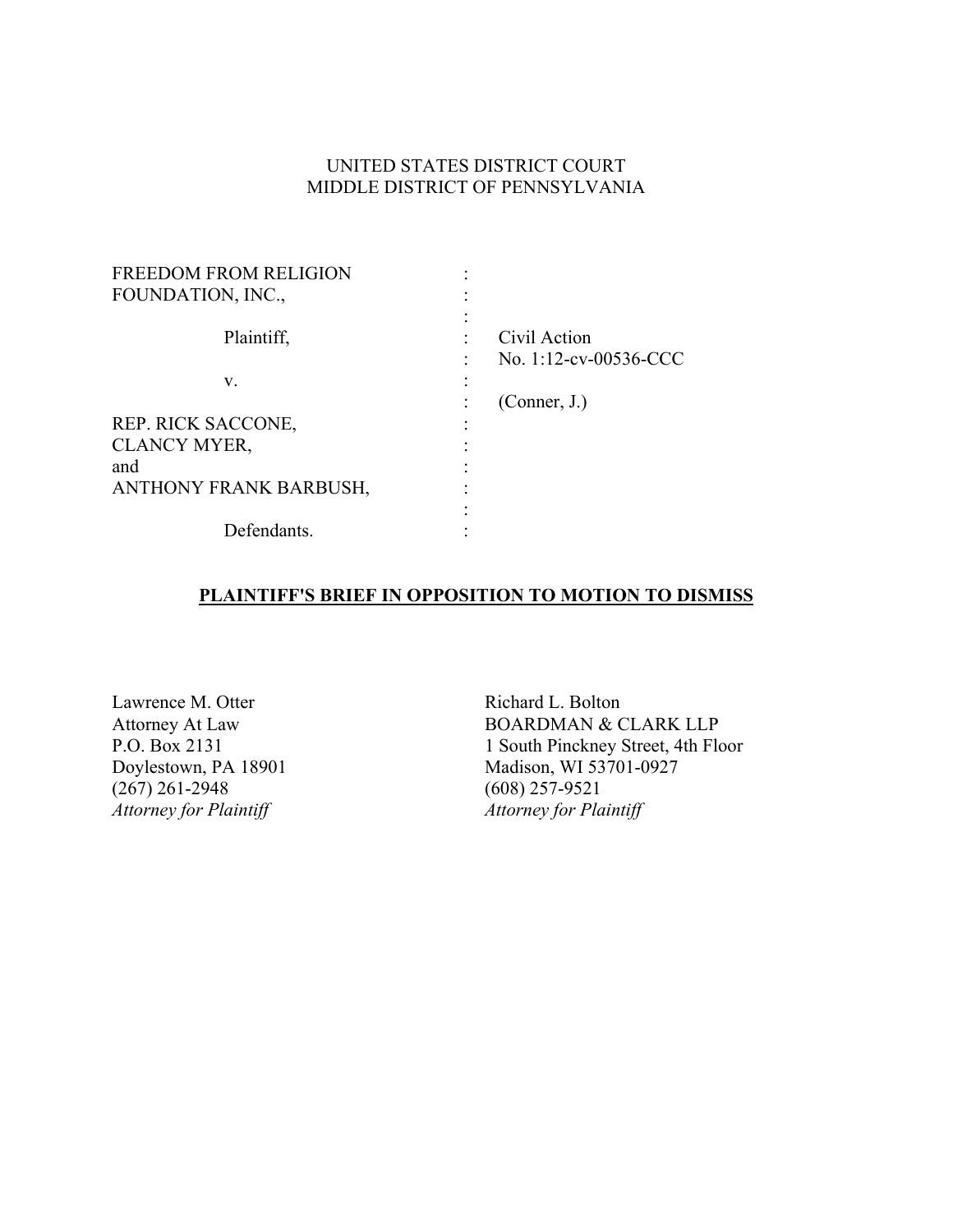UNITED STATES DISTRICT COURT
MIDDLE DISTRICT OF PENNSYLVANIA

| | | |
|---|---|---|
| FREEDOM FROM RELIGION FOUNDATION, INC., | : | |
| | : | |
| Plaintiff, | : | Civil Action |
| | : | No. 1:12-cv-00536-CCC |
| v. | : | |
| | : | (Conner, J.) |
| REP. RICK SACCONE, | : | |
| CLANCY MYER, | : | |
| and | : | |
| ANTHONY FRANK BARBUSH, | : | |
| | : | |
| Defendants. | : | |

**PLAINTIFF'S BRIEF IN OPPOSITION TO MOTION TO DISMISS**

Lawrence M. Otter
Attorney At Law
P.O. Box 2131
Doylestown, PA 18901
(267) 261-2948
*Attorney for Plaintiff*

Richard L. Bolton
BOARDMAN & CLARK LLP
1 South Pinckney Street, 4th Floor
Madison, WI 53701-0927
(608) 257-9521
*Attorney for Plaintiff*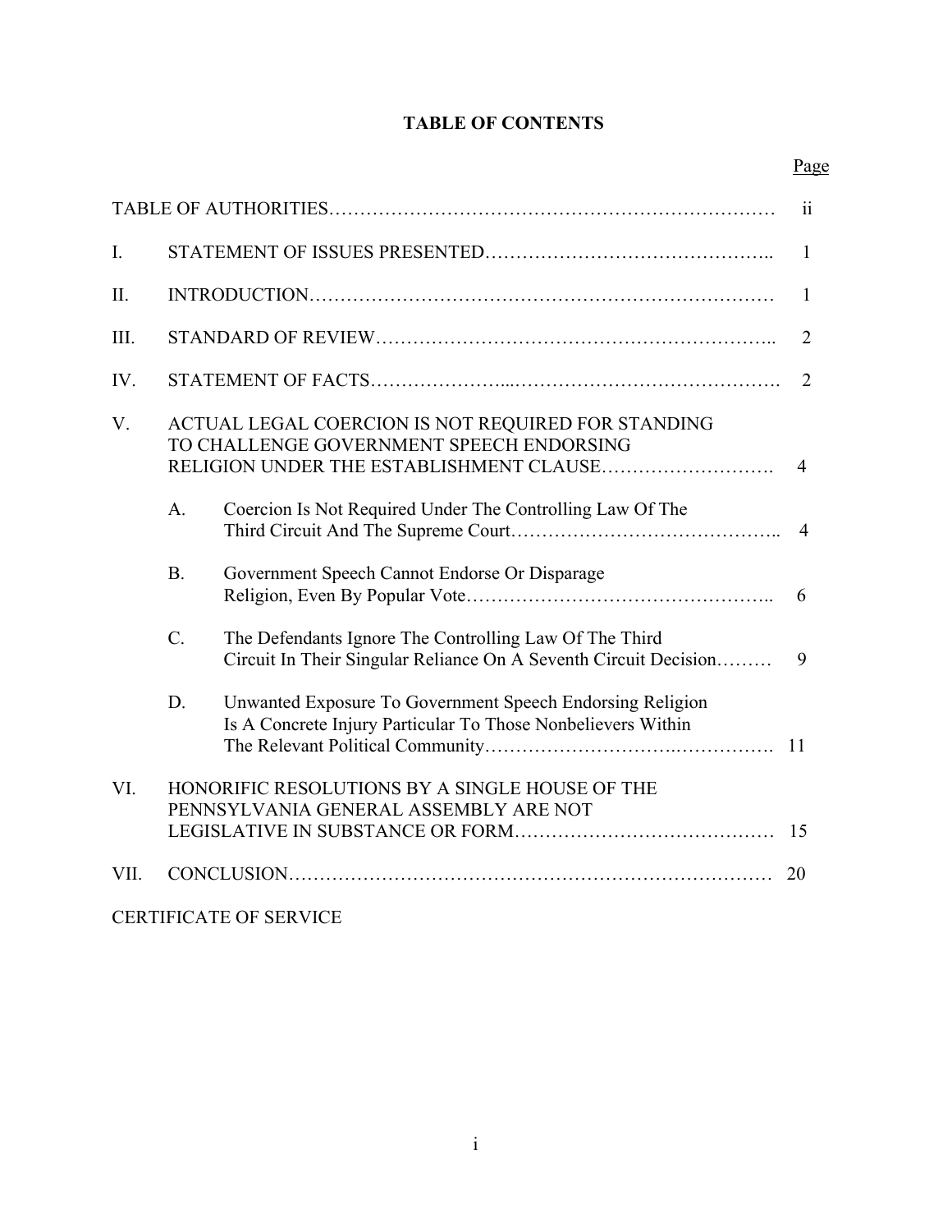# TABLE OF CONTENTS

| | | | Page |
|---|---|---|---|
| TABLE OF AUTHORITIES | | | ii |
| I. | STATEMENT OF ISSUES PRESENTED | | 1 |
| II. | INTRODUCTION | | 1 |
| III. | STANDARD OF REVIEW | | 2 |
| IV. | STATEMENT OF FACTS | | 2 |
| V. | ACTUAL LEGAL COERCION IS NOT REQUIRED FOR STANDING TO CHALLENGE GOVERNMENT SPEECH ENDORSING RELIGION UNDER THE ESTABLISHMENT CLAUSE | | 4 |
| | A. | Coercion Is Not Required Under The Controlling Law Of The Third Circuit And The Supreme Court | 4 |
| | B. | Government Speech Cannot Endorse Or Disparage Religion, Even By Popular Vote | 6 |
| | C. | The Defendants Ignore The Controlling Law Of The Third Circuit In Their Singular Reliance On A Seventh Circuit Decision | 9 |
| | D. | Unwanted Exposure To Government Speech Endorsing Religion Is A Concrete Injury Particular To Those Nonbelievers Within The Relevant Political Community | 11 |
| VI. | HONORIFIC RESOLUTIONS BY A SINGLE HOUSE OF THE PENNSYLVANIA GENERAL ASSEMBLY ARE NOT LEGISLATIVE IN SUBSTANCE OR FORM | | 15 |
| VII. | CONCLUSION | | 20 |
| CERTIFICATE OF SERVICE | | | |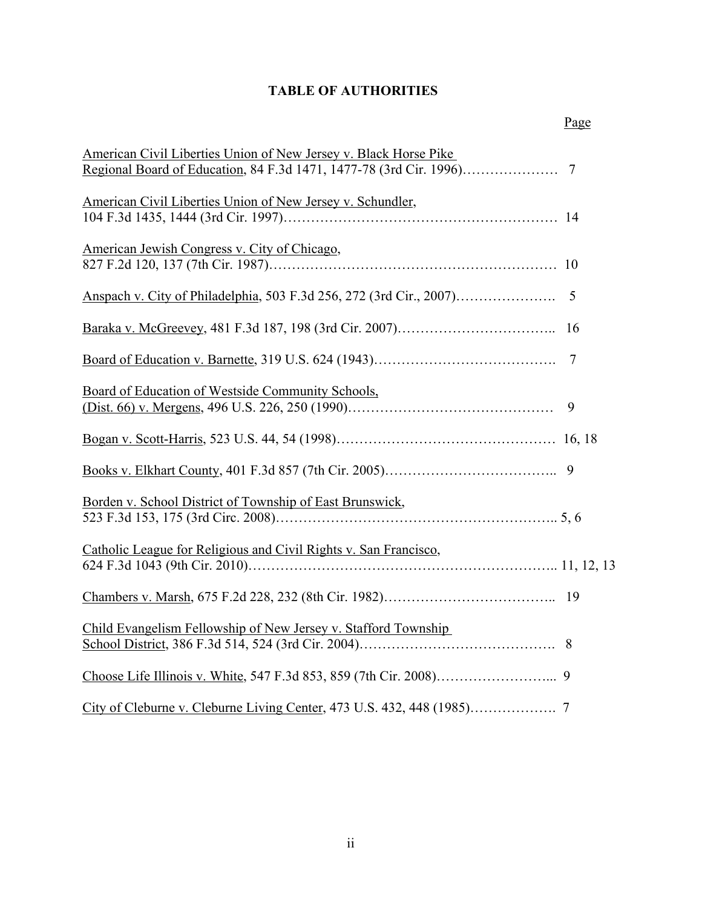## TABLE OF AUTHORITIES

Page

American Civil Liberties Union of New Jersey v. Black Horse Pike Regional Board of Education, 84 F.3d 1471, 1477-78 (3rd Cir. 1996)………………… 7

American Civil Liberties Union of New Jersey v. Schundler, 104 F.3d 1435, 1444 (3rd Cir. 1997)…………………………………………………… 14

American Jewish Congress v. City of Chicago, 827 F.2d 120, 137 (7th Cir. 1987)…………………………………………………… 10

Anspach v. City of Philadelphia, 503 F.3d 256, 272 (3rd Cir., 2007)…………………. 5

Baraka v. McGreevey, 481 F.3d 187, 198 (3rd Cir. 2007)…………………………... 16

Board of Education v. Barnette, 319 U.S. 624 (1943)…………………………………. 7

Board of Education of Westside Community Schools, (Dist. 66) v. Mergens, 496 U.S. 226, 250 (1990)……………………………………… 9

Bogan v. Scott-Harris, 523 U.S. 44, 54 (1998)………………………………………… 16, 18

Books v. Elkhart County, 401 F.3d 857 (7th Cir. 2005)……………………………….. 9

Borden v. School District of Township of East Brunswick, 523 F.3d 153, 175 (3rd Circ. 2008)…………………………………………………….. 5, 6

Catholic League for Religious and Civil Rights v. San Francisco, 624 F.3d 1043 (9th Cir. 2010)………………………………………………………….. 11, 12, 13

Chambers v. Marsh, 675 F.2d 228, 232 (8th Cir. 1982)……………………………….. 19

Child Evangelism Fellowship of New Jersey v. Stafford Township School District, 386 F.3d 514, 524 (3rd Cir. 2004)……………………………………. 8

Choose Life Illinois v. White, 547 F.3d 853, 859 (7th Cir. 2008)……………………... 9

City of Cleburne v. Cleburne Living Center, 473 U.S. 432, 448 (1985)………………. 7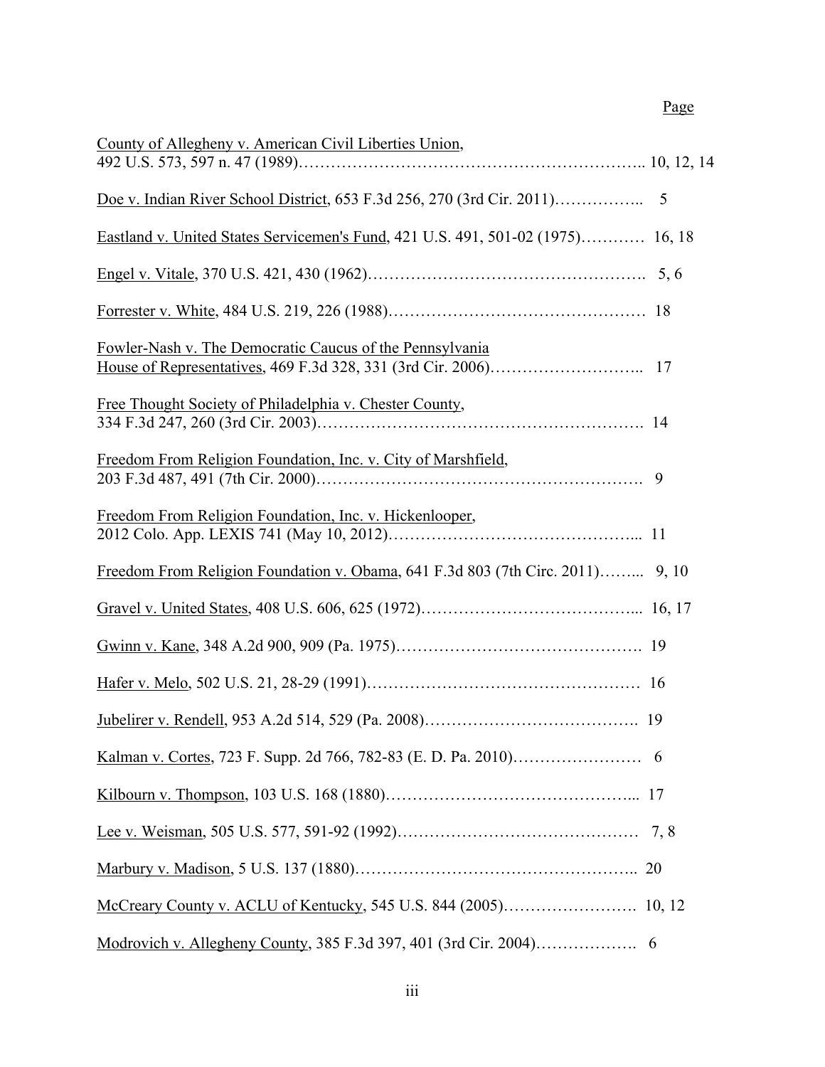Page

County of Allegheny v. American Civil Liberties Union, 492 U.S. 573, 597 n. 47 (1989)……………………………………………………….. 10, 12, 14

Doe v. Indian River School District, 653 F.3d 256, 270 (3rd Cir. 2011)…………….. 5

Eastland v. United States Servicemen's Fund, 421 U.S. 491, 501-02 (1975)………… 16, 18

Engel v. Vitale, 370 U.S. 421, 430 (1962)……………………………………………. 5, 6

Forrester v. White, 484 U.S. 219, 226 (1988)………………………………………… 18

Fowler-Nash v. The Democratic Caucus of the Pennsylvania House of Representatives, 469 F.3d 328, 331 (3rd Cir. 2006)……………………….. 17

Free Thought Society of Philadelphia v. Chester County, 334 F.3d 247, 260 (3rd Cir. 2003)…………………………………………………. 14

Freedom From Religion Foundation, Inc. v. City of Marshfield, 203 F.3d 487, 491 (7th Cir. 2000)…………………………………………………. 9

Freedom From Religion Foundation, Inc. v. Hickenlooper, 2012 Colo. App. LEXIS 741 (May 10, 2012)……………………………………... 11

Freedom From Religion Foundation v. Obama, 641 F.3d 803 (7th Circ. 2011)……... 9, 10

Gravel v. United States, 408 U.S. 606, 625 (1972)…………………………………... 16, 17

Gwinn v. Kane, 348 A.2d 900, 909 (Pa. 1975)………………………………………. 19

Hafer v. Melo, 502 U.S. 21, 28-29 (1991)…………………………………………… 16

Jubelirer v. Rendell, 953 A.2d 514, 529 (Pa. 2008)…………………………………. 19

Kalman v. Cortes, 723 F. Supp. 2d 766, 782-83 (E. D. Pa. 2010)…………………… 6

Kilbourn v. Thompson, 103 U.S. 168 (1880)………………………………………... 17

Lee v. Weisman, 505 U.S. 577, 591-92 (1992)……………………………………… 7, 8

Marbury v. Madison, 5 U.S. 137 (1880)…………………………………………….. 20

McCreary County v. ACLU of Kentucky, 545 U.S. 844 (2005)……………………. 10, 12

Modrovich v. Allegheny County, 385 F.3d 397, 401 (3rd Cir. 2004)………………. 6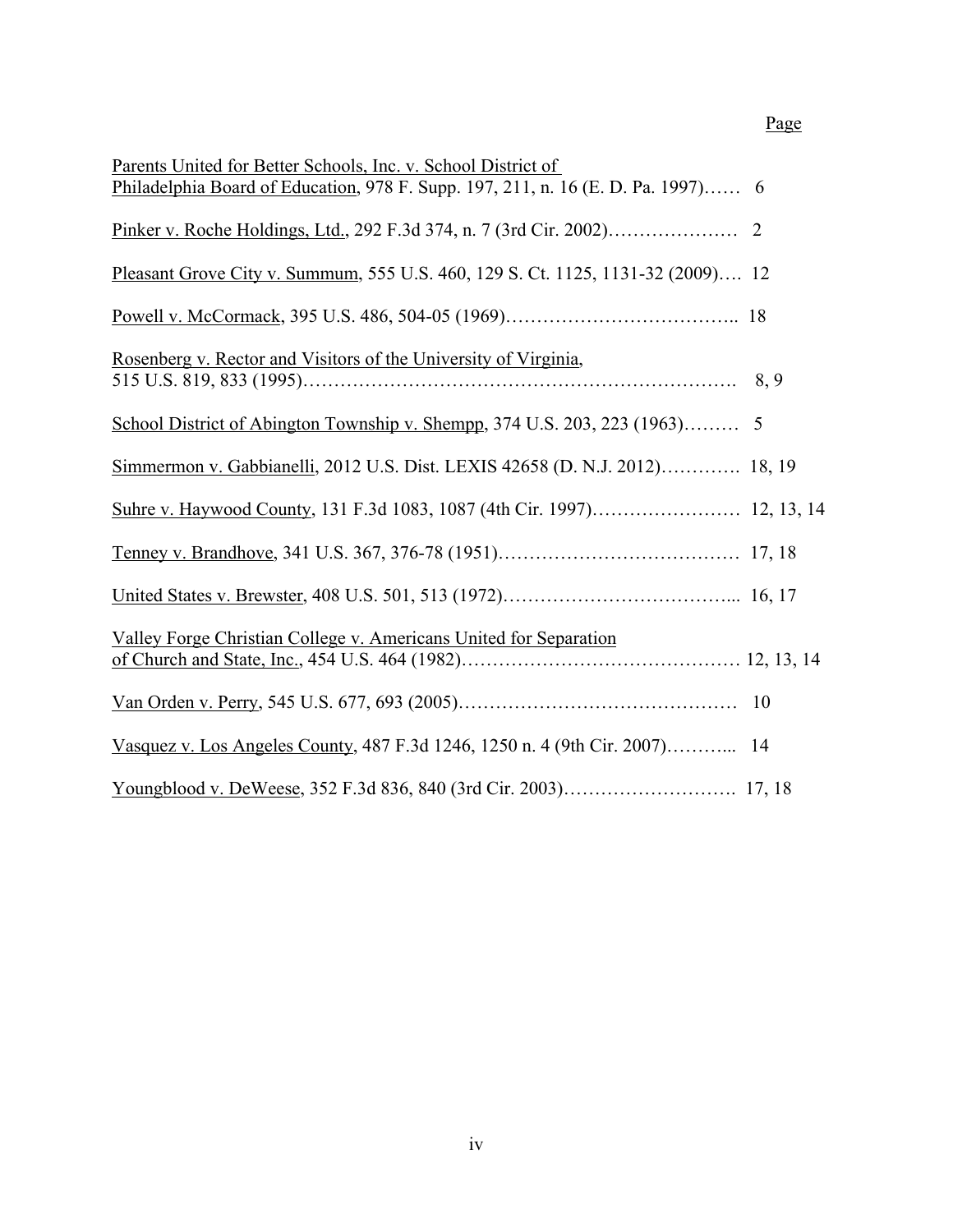Page

Parents United for Better Schools, Inc. v. School District of Philadelphia Board of Education, 978 F. Supp. 197, 211, n. 16 (E. D. Pa. 1997)…… 6

Pinker v. Roche Holdings, Ltd., 292 F.3d 374, n. 7 (3rd Cir. 2002)………………… 2

Pleasant Grove City v. Summum, 555 U.S. 460, 129 S. Ct. 1125, 1131-32 (2009)…. 12

Powell v. McCormack, 395 U.S. 486, 504-05 (1969)……………………………….. 18

Rosenberg v. Rector and Visitors of the University of Virginia, 515 U.S. 819, 833 (1995)…………………………………………………………. 8, 9

School District of Abington Township v. Shempp, 374 U.S. 203, 223 (1963)……… 5

Simmermon v. Gabbianelli, 2012 U.S. Dist. LEXIS 42658 (D. N.J. 2012)…………. 18, 19

Suhre v. Haywood County, 131 F.3d 1083, 1087 (4th Cir. 1997)…………………… 12, 13, 14

Tenney v. Brandhove, 341 U.S. 367, 376-78 (1951)………………………………… 17, 18

United States v. Brewster, 408 U.S. 501, 513 (1972)………………………………... 16, 17

Valley Forge Christian College v. Americans United for Separation of Church and State, Inc., 454 U.S. 464 (1982)……………………………………… 12, 13, 14

Van Orden v. Perry, 545 U.S. 677, 693 (2005)……………………………………… 10

Vasquez v. Los Angeles County, 487 F.3d 1246, 1250 n. 4 (9th Cir. 2007)………... 14

Youngblood v. DeWeese, 352 F.3d 836, 840 (3rd Cir. 2003)………………………. 17, 18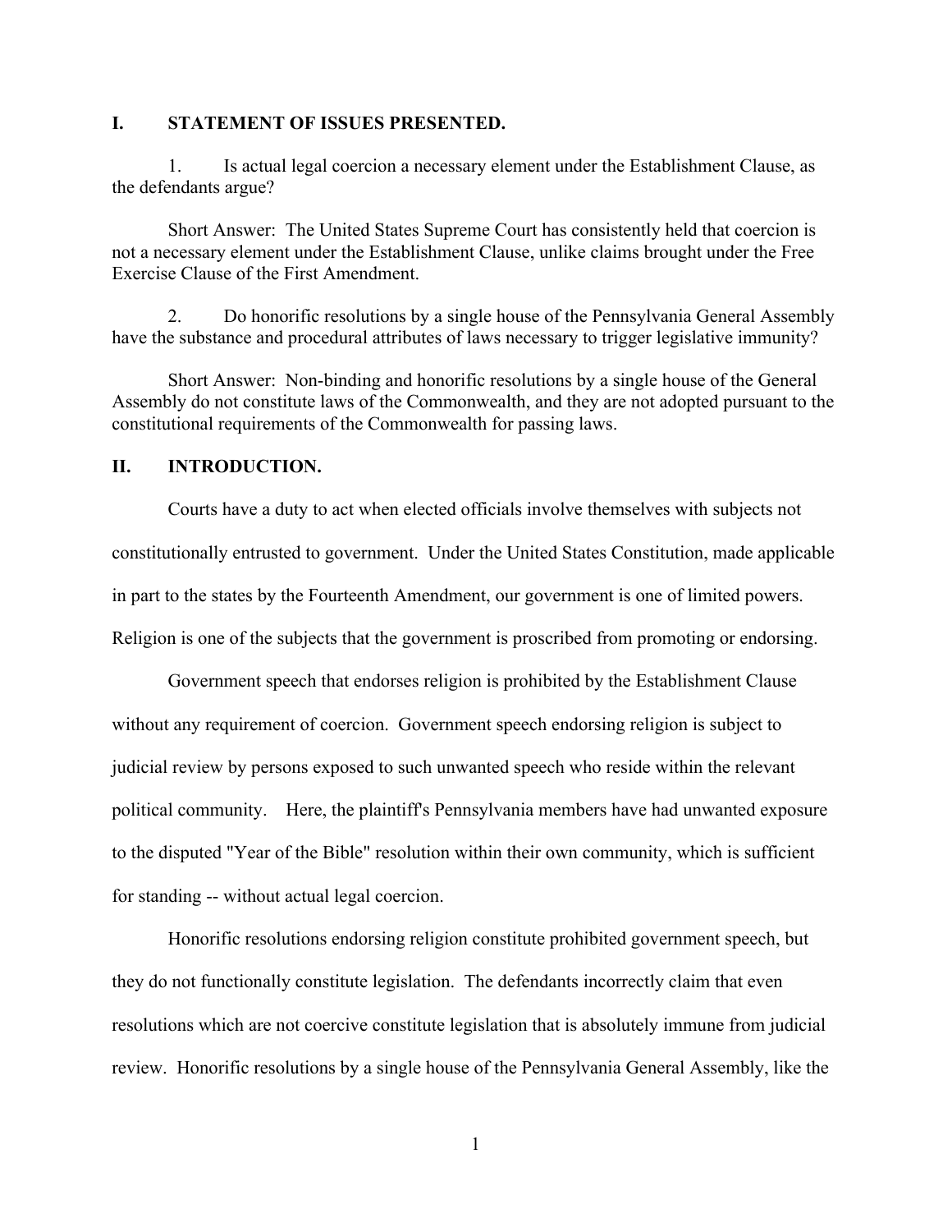## I. STATEMENT OF ISSUES PRESENTED.

1. Is actual legal coercion a necessary element under the Establishment Clause, as the defendants argue?

Short Answer: The United States Supreme Court has consistently held that coercion is not a necessary element under the Establishment Clause, unlike claims brought under the Free Exercise Clause of the First Amendment.

2. Do honorific resolutions by a single house of the Pennsylvania General Assembly have the substance and procedural attributes of laws necessary to trigger legislative immunity?

Short Answer: Non-binding and honorific resolutions by a single house of the General Assembly do not constitute laws of the Commonwealth, and they are not adopted pursuant to the constitutional requirements of the Commonwealth for passing laws.

## II. INTRODUCTION.

Courts have a duty to act when elected officials involve themselves with subjects not constitutionally entrusted to government. Under the United States Constitution, made applicable in part to the states by the Fourteenth Amendment, our government is one of limited powers. Religion is one of the subjects that the government is proscribed from promoting or endorsing.

Government speech that endorses religion is prohibited by the Establishment Clause without any requirement of coercion. Government speech endorsing religion is subject to judicial review by persons exposed to such unwanted speech who reside within the relevant political community. Here, the plaintiff's Pennsylvania members have had unwanted exposure to the disputed "Year of the Bible" resolution within their own community, which is sufficient for standing -- without actual legal coercion.

Honorific resolutions endorsing religion constitute prohibited government speech, but they do not functionally constitute legislation. The defendants incorrectly claim that even resolutions which are not coercive constitute legislation that is absolutely immune from judicial review. Honorific resolutions by a single house of the Pennsylvania General Assembly, like the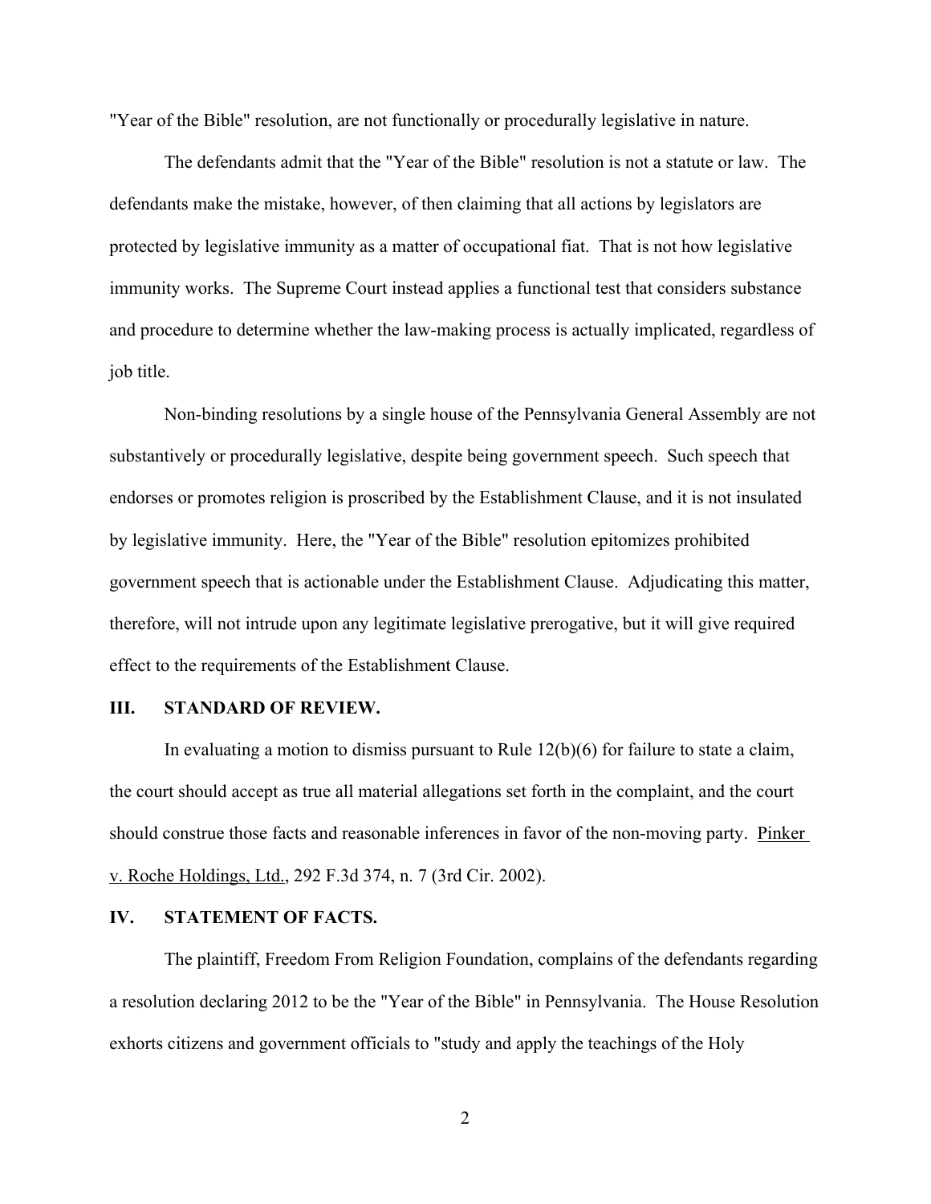"Year of the Bible" resolution, are not functionally or procedurally legislative in nature.

The defendants admit that the "Year of the Bible" resolution is not a statute or law. The defendants make the mistake, however, of then claiming that all actions by legislators are protected by legislative immunity as a matter of occupational fiat. That is not how legislative immunity works. The Supreme Court instead applies a functional test that considers substance and procedure to determine whether the law-making process is actually implicated, regardless of job title.

Non-binding resolutions by a single house of the Pennsylvania General Assembly are not substantively or procedurally legislative, despite being government speech. Such speech that endorses or promotes religion is proscribed by the Establishment Clause, and it is not insulated by legislative immunity. Here, the "Year of the Bible" resolution epitomizes prohibited government speech that is actionable under the Establishment Clause. Adjudicating this matter, therefore, will not intrude upon any legitimate legislative prerogative, but it will give required effect to the requirements of the Establishment Clause.

## III. STANDARD OF REVIEW.

In evaluating a motion to dismiss pursuant to Rule 12(b)(6) for failure to state a claim, the court should accept as true all material allegations set forth in the complaint, and the court should construe those facts and reasonable inferences in favor of the non-moving party. Pinker v. Roche Holdings, Ltd., 292 F.3d 374, n. 7 (3rd Cir. 2002).

## IV. STATEMENT OF FACTS.

The plaintiff, Freedom From Religion Foundation, complains of the defendants regarding a resolution declaring 2012 to be the "Year of the Bible" in Pennsylvania. The House Resolution exhorts citizens and government officials to "study and apply the teachings of the Holy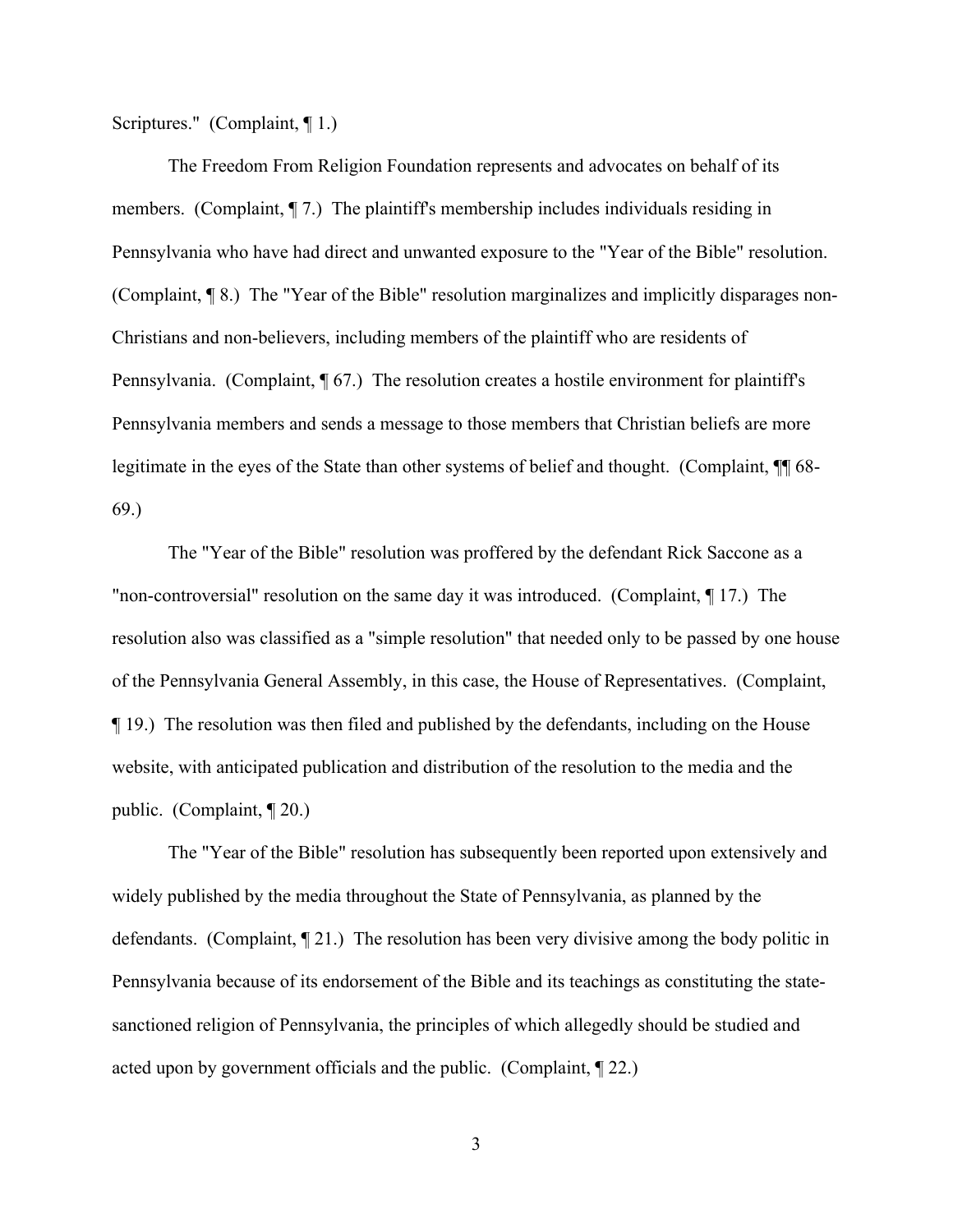Scriptures." (Complaint, ¶ 1.)

The Freedom From Religion Foundation represents and advocates on behalf of its members. (Complaint, ¶ 7.) The plaintiff's membership includes individuals residing in Pennsylvania who have had direct and unwanted exposure to the "Year of the Bible" resolution. (Complaint, ¶ 8.) The "Year of the Bible" resolution marginalizes and implicitly disparages non-Christians and non-believers, including members of the plaintiff who are residents of Pennsylvania. (Complaint, ¶ 67.) The resolution creates a hostile environment for plaintiff's Pennsylvania members and sends a message to those members that Christian beliefs are more legitimate in the eyes of the State than other systems of belief and thought. (Complaint, ¶¶ 68-69.)

The "Year of the Bible" resolution was proffered by the defendant Rick Saccone as a "non-controversial" resolution on the same day it was introduced. (Complaint, ¶ 17.) The resolution also was classified as a "simple resolution" that needed only to be passed by one house of the Pennsylvania General Assembly, in this case, the House of Representatives. (Complaint, ¶ 19.) The resolution was then filed and published by the defendants, including on the House website, with anticipated publication and distribution of the resolution to the media and the public. (Complaint, ¶ 20.)

The "Year of the Bible" resolution has subsequently been reported upon extensively and widely published by the media throughout the State of Pennsylvania, as planned by the defendants. (Complaint, ¶ 21.) The resolution has been very divisive among the body politic in Pennsylvania because of its endorsement of the Bible and its teachings as constituting the state-sanctioned religion of Pennsylvania, the principles of which allegedly should be studied and acted upon by government officials and the public. (Complaint, ¶ 22.)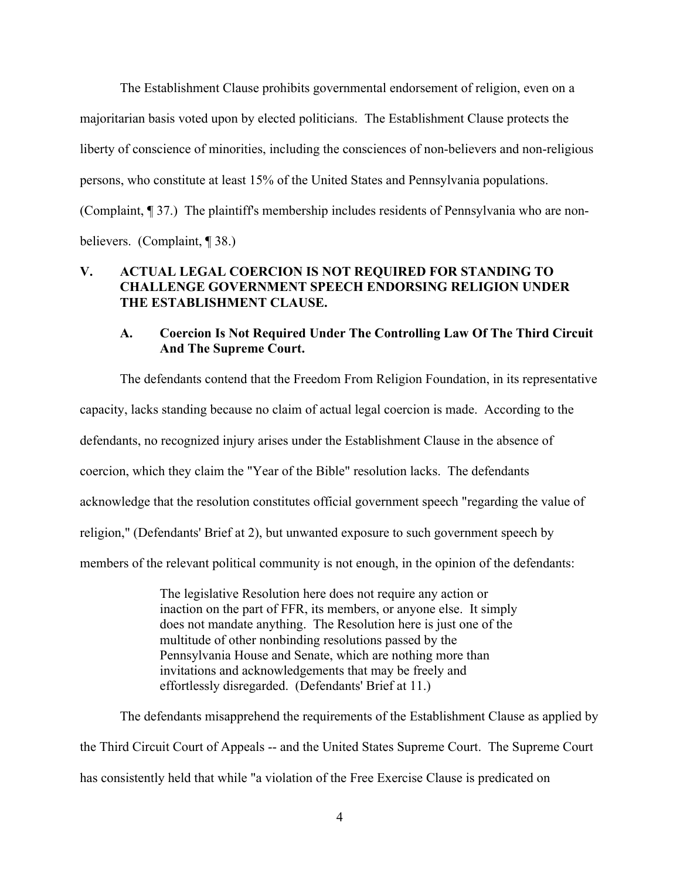The Establishment Clause prohibits governmental endorsement of religion, even on a majoritarian basis voted upon by elected politicians. The Establishment Clause protects the liberty of conscience of minorities, including the consciences of non-believers and non-religious persons, who constitute at least 15% of the United States and Pennsylvania populations. (Complaint, ¶ 37.) The plaintiff's membership includes residents of Pennsylvania who are non-believers. (Complaint, ¶ 38.)

## V. ACTUAL LEGAL COERCION IS NOT REQUIRED FOR STANDING TO CHALLENGE GOVERNMENT SPEECH ENDORSING RELIGION UNDER THE ESTABLISHMENT CLAUSE.

### A. Coercion Is Not Required Under The Controlling Law Of The Third Circuit And The Supreme Court.

The defendants contend that the Freedom From Religion Foundation, in its representative capacity, lacks standing because no claim of actual legal coercion is made. According to the defendants, no recognized injury arises under the Establishment Clause in the absence of coercion, which they claim the "Year of the Bible" resolution lacks. The defendants acknowledge that the resolution constitutes official government speech "regarding the value of religion," (Defendants' Brief at 2), but unwanted exposure to such government speech by members of the relevant political community is not enough, in the opinion of the defendants:

> The legislative Resolution here does not require any action or inaction on the part of FFR, its members, or anyone else. It simply does not mandate anything. The Resolution here is just one of the multitude of other nonbinding resolutions passed by the Pennsylvania House and Senate, which are nothing more than invitations and acknowledgements that may be freely and effortlessly disregarded. (Defendants' Brief at 11.)

The defendants misapprehend the requirements of the Establishment Clause as applied by the Third Circuit Court of Appeals -- and the United States Supreme Court. The Supreme Court has consistently held that while "a violation of the Free Exercise Clause is predicated on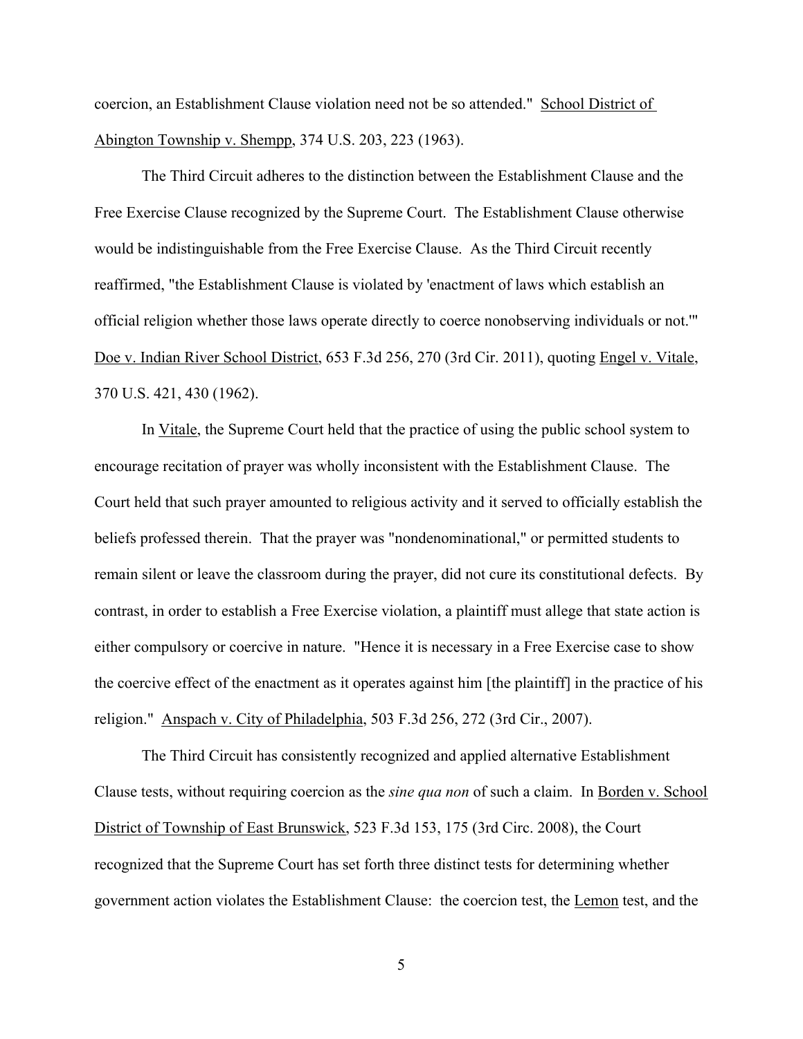coercion, an Establishment Clause violation need not be so attended." School District of Abington Township v. Shempp, 374 U.S. 203, 223 (1963).

The Third Circuit adheres to the distinction between the Establishment Clause and the Free Exercise Clause recognized by the Supreme Court. The Establishment Clause otherwise would be indistinguishable from the Free Exercise Clause. As the Third Circuit recently reaffirmed, "the Establishment Clause is violated by 'enactment of laws which establish an official religion whether those laws operate directly to coerce nonobserving individuals or not.'" Doe v. Indian River School District, 653 F.3d 256, 270 (3rd Cir. 2011), quoting Engel v. Vitale, 370 U.S. 421, 430 (1962).

In Vitale, the Supreme Court held that the practice of using the public school system to encourage recitation of prayer was wholly inconsistent with the Establishment Clause. The Court held that such prayer amounted to religious activity and it served to officially establish the beliefs professed therein. That the prayer was "nondenominational," or permitted students to remain silent or leave the classroom during the prayer, did not cure its constitutional defects. By contrast, in order to establish a Free Exercise violation, a plaintiff must allege that state action is either compulsory or coercive in nature. "Hence it is necessary in a Free Exercise case to show the coercive effect of the enactment as it operates against him [the plaintiff] in the practice of his religion." Anspach v. City of Philadelphia, 503 F.3d 256, 272 (3rd Cir., 2007).

The Third Circuit has consistently recognized and applied alternative Establishment Clause tests, without requiring coercion as the *sine qua non* of such a claim. In Borden v. School District of Township of East Brunswick, 523 F.3d 153, 175 (3rd Circ. 2008), the Court recognized that the Supreme Court has set forth three distinct tests for determining whether government action violates the Establishment Clause: the coercion test, the Lemon test, and the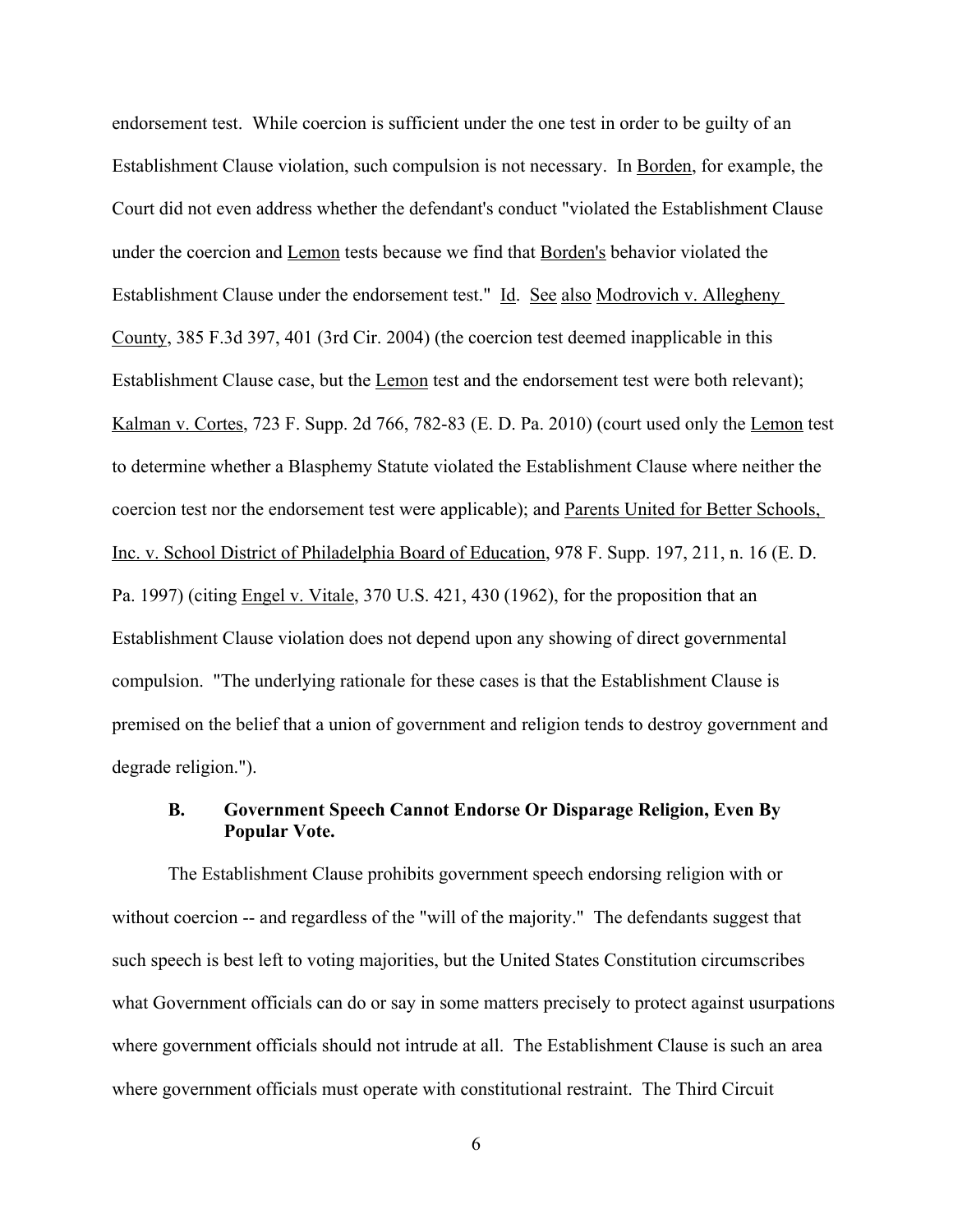endorsement test. While coercion is sufficient under the one test in order to be guilty of an Establishment Clause violation, such compulsion is not necessary. In Borden, for example, the Court did not even address whether the defendant's conduct "violated the Establishment Clause under the coercion and Lemon tests because we find that Borden's behavior violated the Establishment Clause under the endorsement test." Id. See also Modrovich v. Allegheny County, 385 F.3d 397, 401 (3rd Cir. 2004) (the coercion test deemed inapplicable in this Establishment Clause case, but the Lemon test and the endorsement test were both relevant); Kalman v. Cortes, 723 F. Supp. 2d 766, 782-83 (E. D. Pa. 2010) (court used only the Lemon test to determine whether a Blasphemy Statute violated the Establishment Clause where neither the coercion test nor the endorsement test were applicable); and Parents United for Better Schools, Inc. v. School District of Philadelphia Board of Education, 978 F. Supp. 197, 211, n. 16 (E. D. Pa. 1997) (citing Engel v. Vitale, 370 U.S. 421, 430 (1962), for the proposition that an Establishment Clause violation does not depend upon any showing of direct governmental compulsion. "The underlying rationale for these cases is that the Establishment Clause is premised on the belief that a union of government and religion tends to destroy government and degrade religion.").

### B. Government Speech Cannot Endorse Or Disparage Religion, Even By Popular Vote.

The Establishment Clause prohibits government speech endorsing religion with or without coercion -- and regardless of the "will of the majority." The defendants suggest that such speech is best left to voting majorities, but the United States Constitution circumscribes what Government officials can do or say in some matters precisely to protect against usurpations where government officials should not intrude at all. The Establishment Clause is such an area where government officials must operate with constitutional restraint. The Third Circuit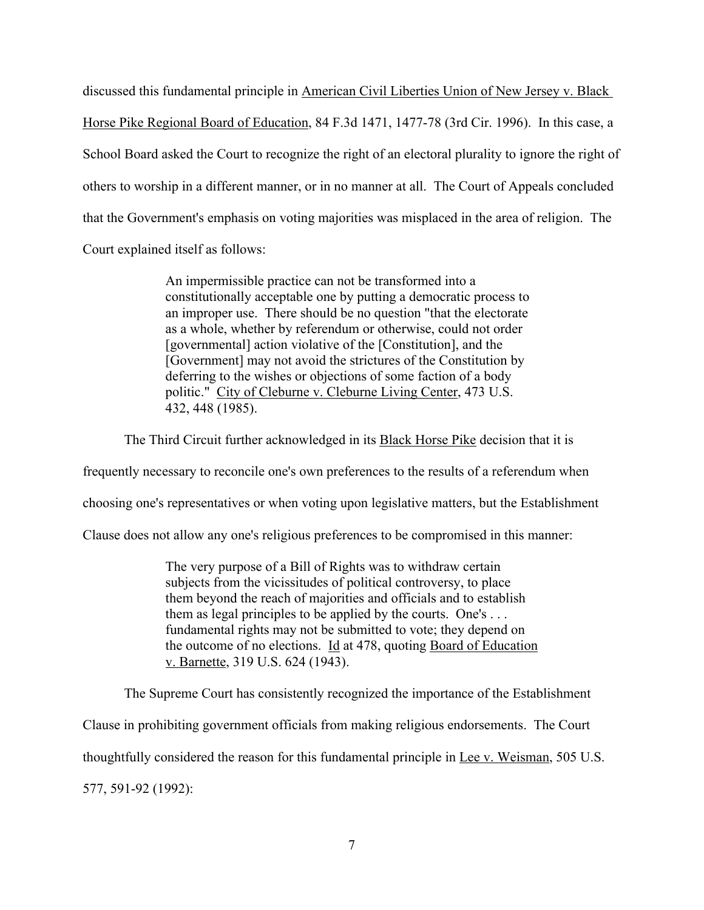discussed this fundamental principle in American Civil Liberties Union of New Jersey v. Black Horse Pike Regional Board of Education, 84 F.3d 1471, 1477-78 (3rd Cir. 1996). In this case, a School Board asked the Court to recognize the right of an electoral plurality to ignore the right of others to worship in a different manner, or in no manner at all. The Court of Appeals concluded that the Government's emphasis on voting majorities was misplaced in the area of religion. The Court explained itself as follows:

> An impermissible practice can not be transformed into a constitutionally acceptable one by putting a democratic process to an improper use. There should be no question "that the electorate as a whole, whether by referendum or otherwise, could not order [governmental] action violative of the [Constitution], and the [Government] may not avoid the strictures of the Constitution by deferring to the wishes or objections of some faction of a body politic." City of Cleburne v. Cleburne Living Center, 473 U.S. 432, 448 (1985).

The Third Circuit further acknowledged in its Black Horse Pike decision that it is frequently necessary to reconcile one's own preferences to the results of a referendum when choosing one's representatives or when voting upon legislative matters, but the Establishment Clause does not allow any one's religious preferences to be compromised in this manner:

> The very purpose of a Bill of Rights was to withdraw certain subjects from the vicissitudes of political controversy, to place them beyond the reach of majorities and officials and to establish them as legal principles to be applied by the courts. One's . . . fundamental rights may not be submitted to vote; they depend on the outcome of no elections. Id at 478, quoting Board of Education v. Barnette, 319 U.S. 624 (1943).

The Supreme Court has consistently recognized the importance of the Establishment Clause in prohibiting government officials from making religious endorsements. The Court thoughtfully considered the reason for this fundamental principle in Lee v. Weisman, 505 U.S. 577, 591-92 (1992):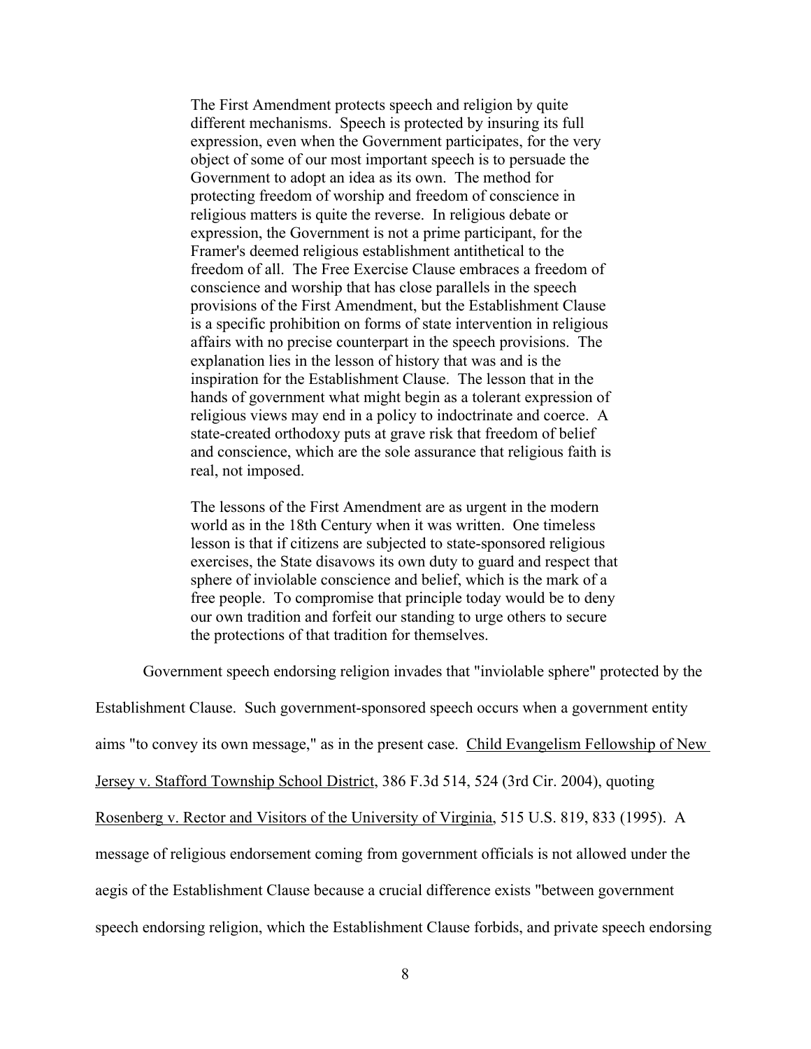> The First Amendment protects speech and religion by quite different mechanisms. Speech is protected by insuring its full expression, even when the Government participates, for the very object of some of our most important speech is to persuade the Government to adopt an idea as its own. The method for protecting freedom of worship and freedom of conscience in religious matters is quite the reverse. In religious debate or expression, the Government is not a prime participant, for the Framer's deemed religious establishment antithetical to the freedom of all. The Free Exercise Clause embraces a freedom of conscience and worship that has close parallels in the speech provisions of the First Amendment, but the Establishment Clause is a specific prohibition on forms of state intervention in religious affairs with no precise counterpart in the speech provisions. The explanation lies in the lesson of history that was and is the inspiration for the Establishment Clause. The lesson that in the hands of government what might begin as a tolerant expression of religious views may end in a policy to indoctrinate and coerce. A state-created orthodoxy puts at grave risk that freedom of belief and conscience, which are the sole assurance that religious faith is real, not imposed.
>
> The lessons of the First Amendment are as urgent in the modern world as in the 18th Century when it was written. One timeless lesson is that if citizens are subjected to state-sponsored religious exercises, the State disavows its own duty to guard and respect that sphere of inviolable conscience and belief, which is the mark of a free people. To compromise that principle today would be to deny our own tradition and forfeit our standing to urge others to secure the protections of that tradition for themselves.

Government speech endorsing religion invades that "inviolable sphere" protected by the Establishment Clause. Such government-sponsored speech occurs when a government entity aims "to convey its own message," as in the present case. Child Evangelism Fellowship of New Jersey v. Stafford Township School District, 386 F.3d 514, 524 (3rd Cir. 2004), quoting Rosenberg v. Rector and Visitors of the University of Virginia, 515 U.S. 819, 833 (1995). A message of religious endorsement coming from government officials is not allowed under the aegis of the Establishment Clause because a crucial difference exists "between government speech endorsing religion, which the Establishment Clause forbids, and private speech endorsing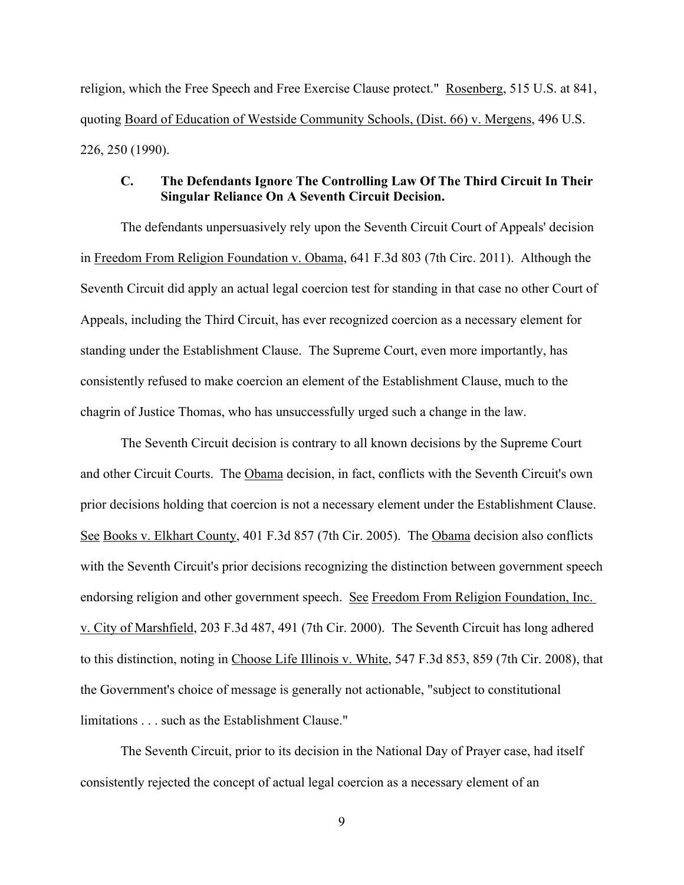religion, which the Free Speech and Free Exercise Clause protect." Rosenberg, 515 U.S. at 841, quoting Board of Education of Westside Community Schools, (Dist. 66) v. Mergens, 496 U.S. 226, 250 (1990).

### C. The Defendants Ignore The Controlling Law Of The Third Circuit In Their Singular Reliance On A Seventh Circuit Decision.

The defendants unpersuasively rely upon the Seventh Circuit Court of Appeals' decision in Freedom From Religion Foundation v. Obama, 641 F.3d 803 (7th Circ. 2011). Although the Seventh Circuit did apply an actual legal coercion test for standing in that case no other Court of Appeals, including the Third Circuit, has ever recognized coercion as a necessary element for standing under the Establishment Clause. The Supreme Court, even more importantly, has consistently refused to make coercion an element of the Establishment Clause, much to the chagrin of Justice Thomas, who has unsuccessfully urged such a change in the law.

The Seventh Circuit decision is contrary to all known decisions by the Supreme Court and other Circuit Courts. The Obama decision, in fact, conflicts with the Seventh Circuit's own prior decisions holding that coercion is not a necessary element under the Establishment Clause. See Books v. Elkhart County, 401 F.3d 857 (7th Cir. 2005). The Obama decision also conflicts with the Seventh Circuit's prior decisions recognizing the distinction between government speech endorsing religion and other government speech. See Freedom From Religion Foundation, Inc. v. City of Marshfield, 203 F.3d 487, 491 (7th Cir. 2000). The Seventh Circuit has long adhered to this distinction, noting in Choose Life Illinois v. White, 547 F.3d 853, 859 (7th Cir. 2008), that the Government's choice of message is generally not actionable, "subject to constitutional limitations . . . such as the Establishment Clause."

The Seventh Circuit, prior to its decision in the National Day of Prayer case, had itself consistently rejected the concept of actual legal coercion as a necessary element of an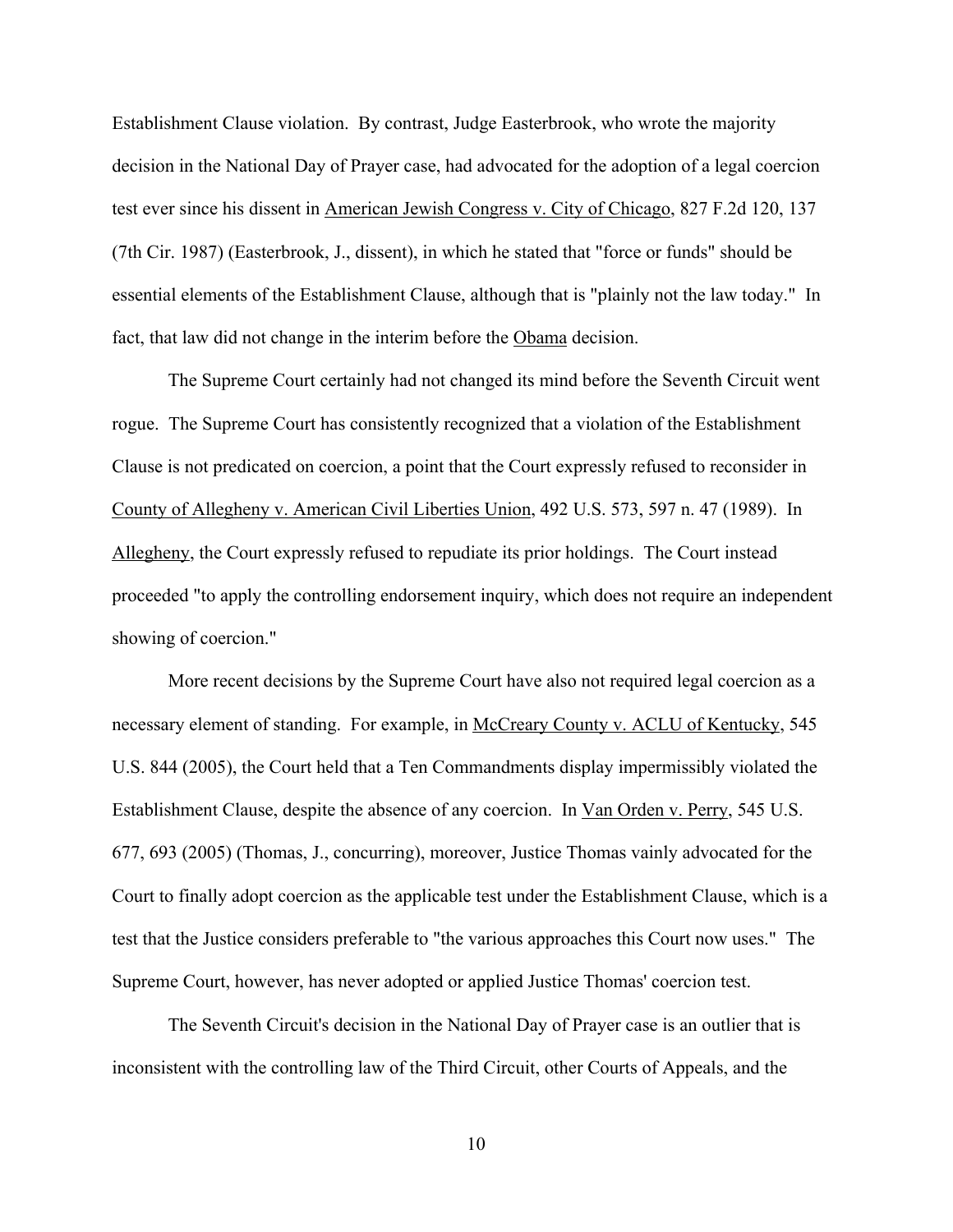Establishment Clause violation. By contrast, Judge Easterbrook, who wrote the majority decision in the National Day of Prayer case, had advocated for the adoption of a legal coercion test ever since his dissent in American Jewish Congress v. City of Chicago, 827 F.2d 120, 137 (7th Cir. 1987) (Easterbrook, J., dissent), in which he stated that "force or funds" should be essential elements of the Establishment Clause, although that is "plainly not the law today." In fact, that law did not change in the interim before the Obama decision.

The Supreme Court certainly had not changed its mind before the Seventh Circuit went rogue. The Supreme Court has consistently recognized that a violation of the Establishment Clause is not predicated on coercion, a point that the Court expressly refused to reconsider in County of Allegheny v. American Civil Liberties Union, 492 U.S. 573, 597 n. 47 (1989). In Allegheny, the Court expressly refused to repudiate its prior holdings. The Court instead proceeded "to apply the controlling endorsement inquiry, which does not require an independent showing of coercion."

More recent decisions by the Supreme Court have also not required legal coercion as a necessary element of standing. For example, in McCreary County v. ACLU of Kentucky, 545 U.S. 844 (2005), the Court held that a Ten Commandments display impermissibly violated the Establishment Clause, despite the absence of any coercion. In Van Orden v. Perry, 545 U.S. 677, 693 (2005) (Thomas, J., concurring), moreover, Justice Thomas vainly advocated for the Court to finally adopt coercion as the applicable test under the Establishment Clause, which is a test that the Justice considers preferable to "the various approaches this Court now uses." The Supreme Court, however, has never adopted or applied Justice Thomas' coercion test.

The Seventh Circuit's decision in the National Day of Prayer case is an outlier that is inconsistent with the controlling law of the Third Circuit, other Courts of Appeals, and the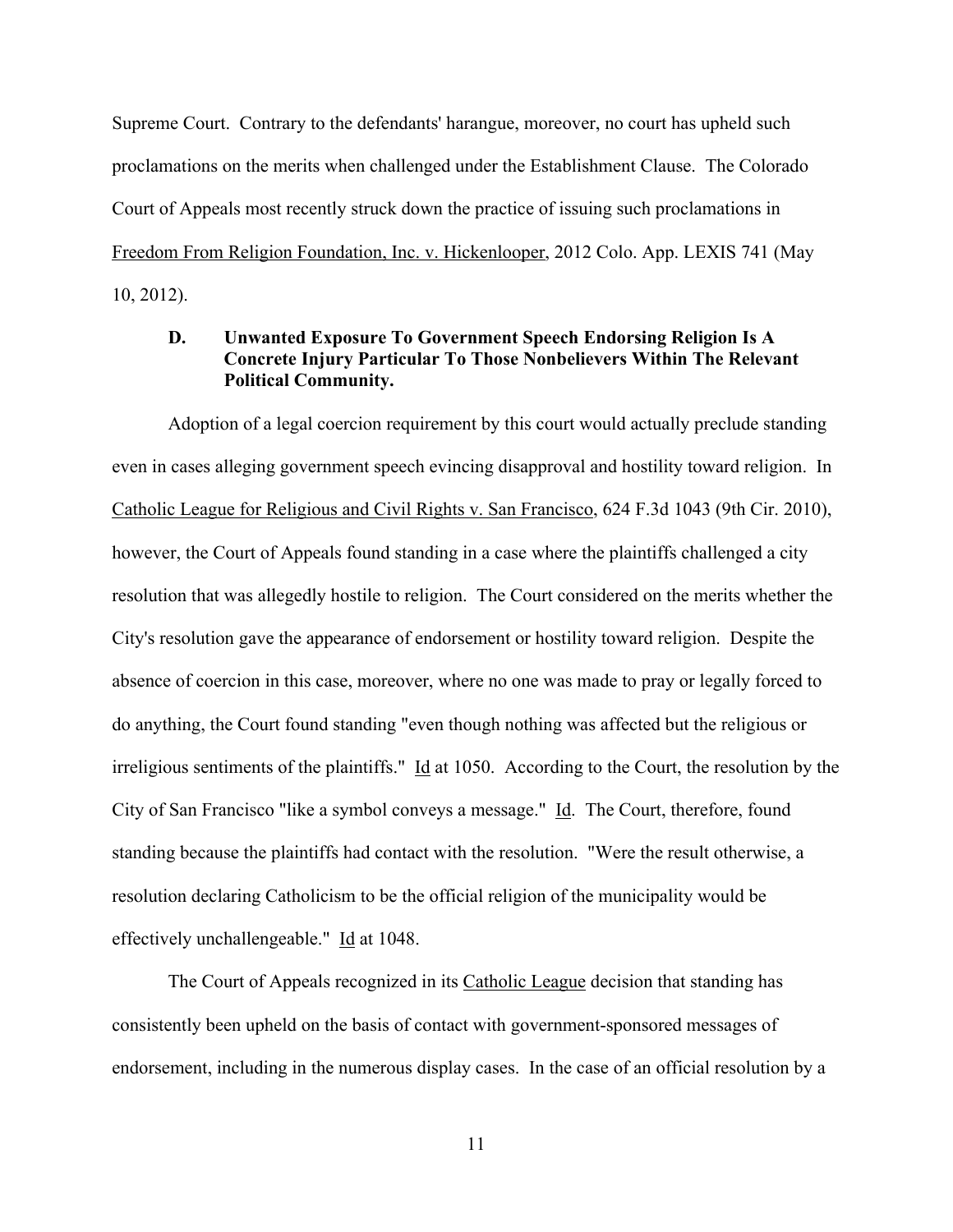Supreme Court. Contrary to the defendants' harangue, moreover, no court has upheld such proclamations on the merits when challenged under the Establishment Clause. The Colorado Court of Appeals most recently struck down the practice of issuing such proclamations in Freedom From Religion Foundation, Inc. v. Hickenlooper, 2012 Colo. App. LEXIS 741 (May 10, 2012).

### D. Unwanted Exposure To Government Speech Endorsing Religion Is A Concrete Injury Particular To Those Nonbelievers Within The Relevant Political Community.

Adoption of a legal coercion requirement by this court would actually preclude standing even in cases alleging government speech evincing disapproval and hostility toward religion. In Catholic League for Religious and Civil Rights v. San Francisco, 624 F.3d 1043 (9th Cir. 2010), however, the Court of Appeals found standing in a case where the plaintiffs challenged a city resolution that was allegedly hostile to religion. The Court considered on the merits whether the City's resolution gave the appearance of endorsement or hostility toward religion. Despite the absence of coercion in this case, moreover, where no one was made to pray or legally forced to do anything, the Court found standing "even though nothing was affected but the religious or irreligious sentiments of the plaintiffs." Id at 1050. According to the Court, the resolution by the City of San Francisco "like a symbol conveys a message." Id. The Court, therefore, found standing because the plaintiffs had contact with the resolution. "Were the result otherwise, a resolution declaring Catholicism to be the official religion of the municipality would be effectively unchallengeable." Id at 1048.

The Court of Appeals recognized in its Catholic League decision that standing has consistently been upheld on the basis of contact with government-sponsored messages of endorsement, including in the numerous display cases. In the case of an official resolution by a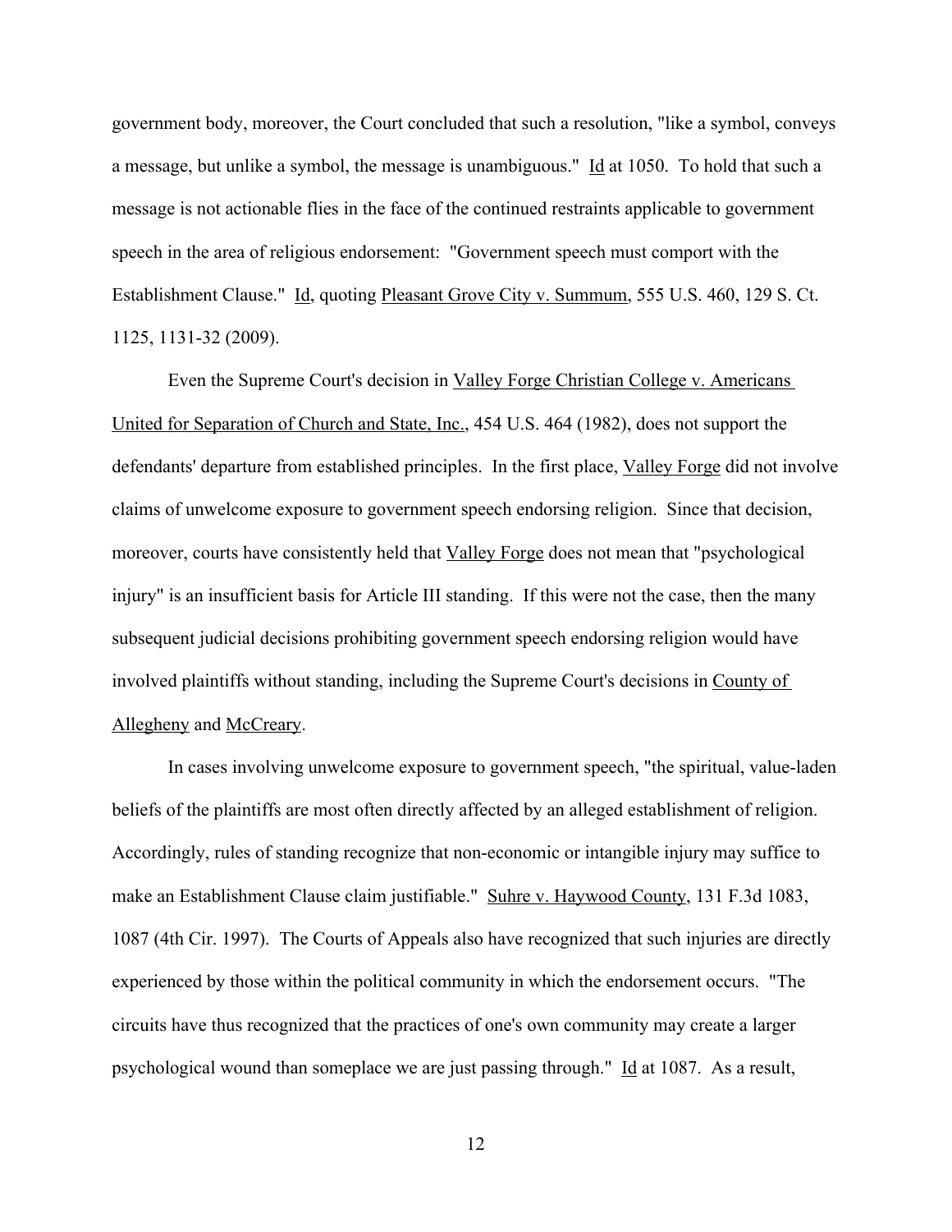government body, moreover, the Court concluded that such a resolution, "like a symbol, conveys a message, but unlike a symbol, the message is unambiguous." Id at 1050. To hold that such a message is not actionable flies in the face of the continued restraints applicable to government speech in the area of religious endorsement: "Government speech must comport with the Establishment Clause." Id, quoting Pleasant Grove City v. Summum, 555 U.S. 460, 129 S. Ct. 1125, 1131-32 (2009).

Even the Supreme Court's decision in Valley Forge Christian College v. Americans United for Separation of Church and State, Inc., 454 U.S. 464 (1982), does not support the defendants' departure from established principles. In the first place, Valley Forge did not involve claims of unwelcome exposure to government speech endorsing religion. Since that decision, moreover, courts have consistently held that Valley Forge does not mean that "psychological injury" is an insufficient basis for Article III standing. If this were not the case, then the many subsequent judicial decisions prohibiting government speech endorsing religion would have involved plaintiffs without standing, including the Supreme Court's decisions in County of Allegheny and McCreary.

In cases involving unwelcome exposure to government speech, "the spiritual, value-laden beliefs of the plaintiffs are most often directly affected by an alleged establishment of religion. Accordingly, rules of standing recognize that non-economic or intangible injury may suffice to make an Establishment Clause claim justifiable." Suhre v. Haywood County, 131 F.3d 1083, 1087 (4th Cir. 1997). The Courts of Appeals also have recognized that such injuries are directly experienced by those within the political community in which the endorsement occurs. "The circuits have thus recognized that the practices of one's own community may create a larger psychological wound than someplace we are just passing through." Id at 1087. As a result,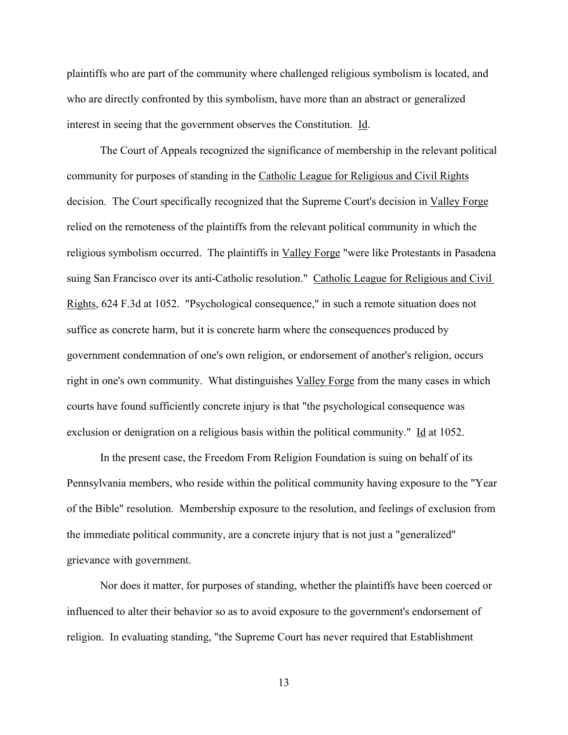plaintiffs who are part of the community where challenged religious symbolism is located, and who are directly confronted by this symbolism, have more than an abstract or generalized interest in seeing that the government observes the Constitution. Id.

The Court of Appeals recognized the significance of membership in the relevant political community for purposes of standing in the Catholic League for Religious and Civil Rights decision. The Court specifically recognized that the Supreme Court's decision in Valley Forge relied on the remoteness of the plaintiffs from the relevant political community in which the religious symbolism occurred. The plaintiffs in Valley Forge "were like Protestants in Pasadena suing San Francisco over its anti-Catholic resolution." Catholic League for Religious and Civil Rights, 624 F.3d at 1052. "Psychological consequence," in such a remote situation does not suffice as concrete harm, but it is concrete harm where the consequences produced by government condemnation of one's own religion, or endorsement of another's religion, occurs right in one's own community. What distinguishes Valley Forge from the many cases in which courts have found sufficiently concrete injury is that "the psychological consequence was exclusion or denigration on a religious basis within the political community." Id at 1052.

In the present case, the Freedom From Religion Foundation is suing on behalf of its Pennsylvania members, who reside within the political community having exposure to the "Year of the Bible" resolution. Membership exposure to the resolution, and feelings of exclusion from the immediate political community, are a concrete injury that is not just a "generalized" grievance with government.

Nor does it matter, for purposes of standing, whether the plaintiffs have been coerced or influenced to alter their behavior so as to avoid exposure to the government's endorsement of religion. In evaluating standing, "the Supreme Court has never required that Establishment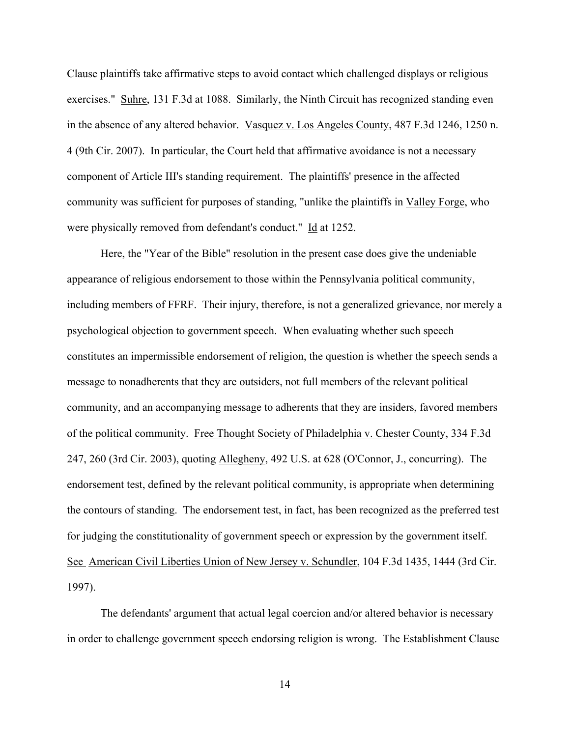Clause plaintiffs take affirmative steps to avoid contact which challenged displays or religious exercises." Suhre, 131 F.3d at 1088. Similarly, the Ninth Circuit has recognized standing even in the absence of any altered behavior. Vasquez v. Los Angeles County, 487 F.3d 1246, 1250 n. 4 (9th Cir. 2007). In particular, the Court held that affirmative avoidance is not a necessary component of Article III's standing requirement. The plaintiffs' presence in the affected community was sufficient for purposes of standing, "unlike the plaintiffs in Valley Forge, who were physically removed from defendant's conduct." Id at 1252.

Here, the "Year of the Bible" resolution in the present case does give the undeniable appearance of religious endorsement to those within the Pennsylvania political community, including members of FFRF. Their injury, therefore, is not a generalized grievance, nor merely a psychological objection to government speech. When evaluating whether such speech constitutes an impermissible endorsement of religion, the question is whether the speech sends a message to nonadherents that they are outsiders, not full members of the relevant political community, and an accompanying message to adherents that they are insiders, favored members of the political community. Free Thought Society of Philadelphia v. Chester County, 334 F.3d 247, 260 (3rd Cir. 2003), quoting Allegheny, 492 U.S. at 628 (O'Connor, J., concurring). The endorsement test, defined by the relevant political community, is appropriate when determining the contours of standing. The endorsement test, in fact, has been recognized as the preferred test for judging the constitutionality of government speech or expression by the government itself. See American Civil Liberties Union of New Jersey v. Schundler, 104 F.3d 1435, 1444 (3rd Cir. 1997).

The defendants' argument that actual legal coercion and/or altered behavior is necessary in order to challenge government speech endorsing religion is wrong. The Establishment Clause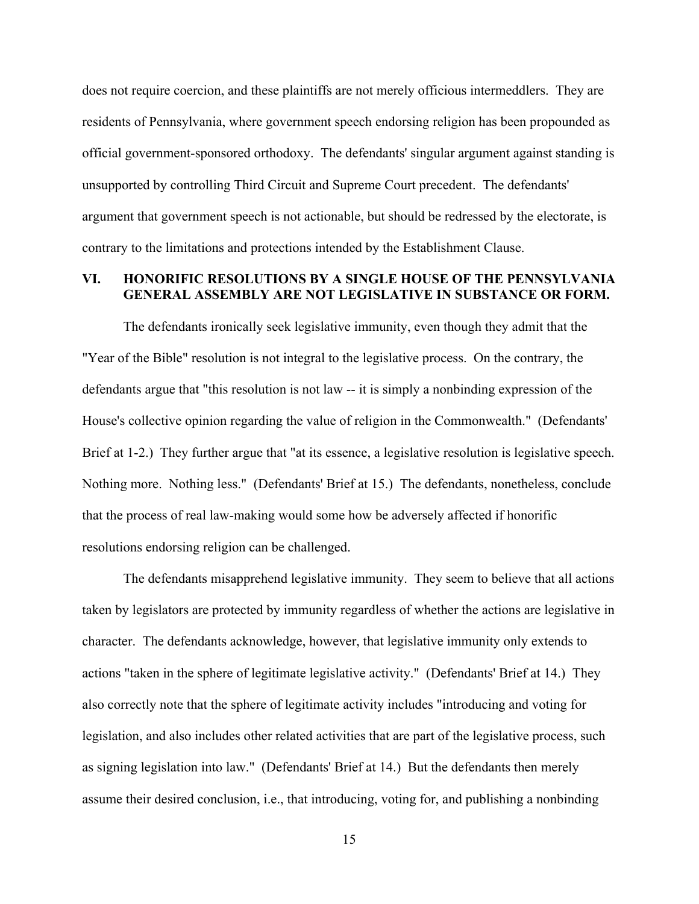does not require coercion, and these plaintiffs are not merely officious intermeddlers. They are residents of Pennsylvania, where government speech endorsing religion has been propounded as official government-sponsored orthodoxy. The defendants' singular argument against standing is unsupported by controlling Third Circuit and Supreme Court precedent. The defendants' argument that government speech is not actionable, but should be redressed by the electorate, is contrary to the limitations and protections intended by the Establishment Clause.

## VI. HONORIFIC RESOLUTIONS BY A SINGLE HOUSE OF THE PENNSYLVANIA GENERAL ASSEMBLY ARE NOT LEGISLATIVE IN SUBSTANCE OR FORM.

The defendants ironically seek legislative immunity, even though they admit that the "Year of the Bible" resolution is not integral to the legislative process. On the contrary, the defendants argue that "this resolution is not law -- it is simply a nonbinding expression of the House's collective opinion regarding the value of religion in the Commonwealth." (Defendants' Brief at 1-2.) They further argue that "at its essence, a legislative resolution is legislative speech. Nothing more. Nothing less." (Defendants' Brief at 15.) The defendants, nonetheless, conclude that the process of real law-making would some how be adversely affected if honorific resolutions endorsing religion can be challenged.

The defendants misapprehend legislative immunity. They seem to believe that all actions taken by legislators are protected by immunity regardless of whether the actions are legislative in character. The defendants acknowledge, however, that legislative immunity only extends to actions "taken in the sphere of legitimate legislative activity." (Defendants' Brief at 14.) They also correctly note that the sphere of legitimate activity includes "introducing and voting for legislation, and also includes other related activities that are part of the legislative process, such as signing legislation into law." (Defendants' Brief at 14.) But the defendants then merely assume their desired conclusion, i.e., that introducing, voting for, and publishing a nonbinding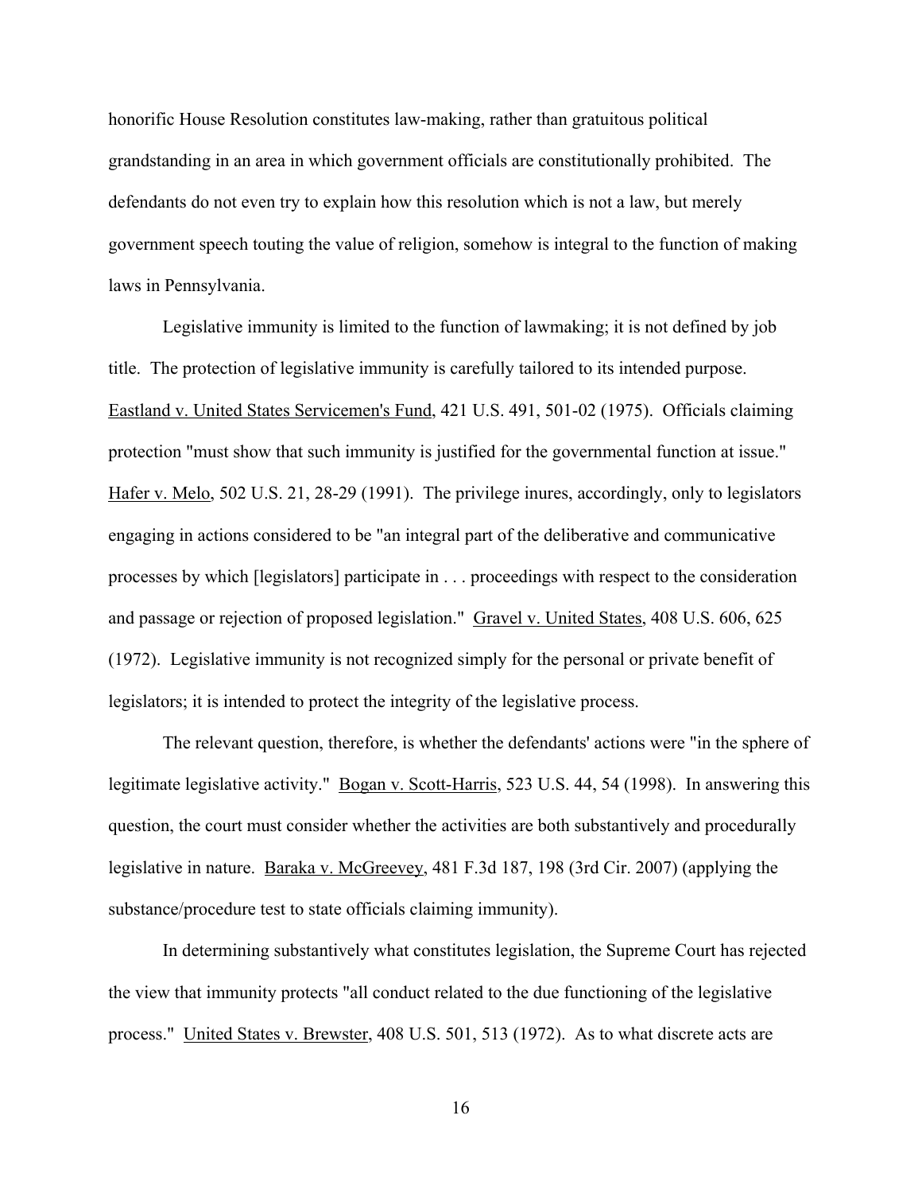honorific House Resolution constitutes law-making, rather than gratuitous political grandstanding in an area in which government officials are constitutionally prohibited. The defendants do not even try to explain how this resolution which is not a law, but merely government speech touting the value of religion, somehow is integral to the function of making laws in Pennsylvania.

Legislative immunity is limited to the function of lawmaking; it is not defined by job title. The protection of legislative immunity is carefully tailored to its intended purpose. Eastland v. United States Servicemen's Fund, 421 U.S. 491, 501-02 (1975). Officials claiming protection "must show that such immunity is justified for the governmental function at issue." Hafer v. Melo, 502 U.S. 21, 28-29 (1991). The privilege inures, accordingly, only to legislators engaging in actions considered to be "an integral part of the deliberative and communicative processes by which [legislators] participate in . . . proceedings with respect to the consideration and passage or rejection of proposed legislation." Gravel v. United States, 408 U.S. 606, 625 (1972). Legislative immunity is not recognized simply for the personal or private benefit of legislators; it is intended to protect the integrity of the legislative process.

The relevant question, therefore, is whether the defendants' actions were "in the sphere of legitimate legislative activity." Bogan v. Scott-Harris, 523 U.S. 44, 54 (1998). In answering this question, the court must consider whether the activities are both substantively and procedurally legislative in nature. Baraka v. McGreevey, 481 F.3d 187, 198 (3rd Cir. 2007) (applying the substance/procedure test to state officials claiming immunity).

In determining substantively what constitutes legislation, the Supreme Court has rejected the view that immunity protects "all conduct related to the due functioning of the legislative process." United States v. Brewster, 408 U.S. 501, 513 (1972). As to what discrete acts are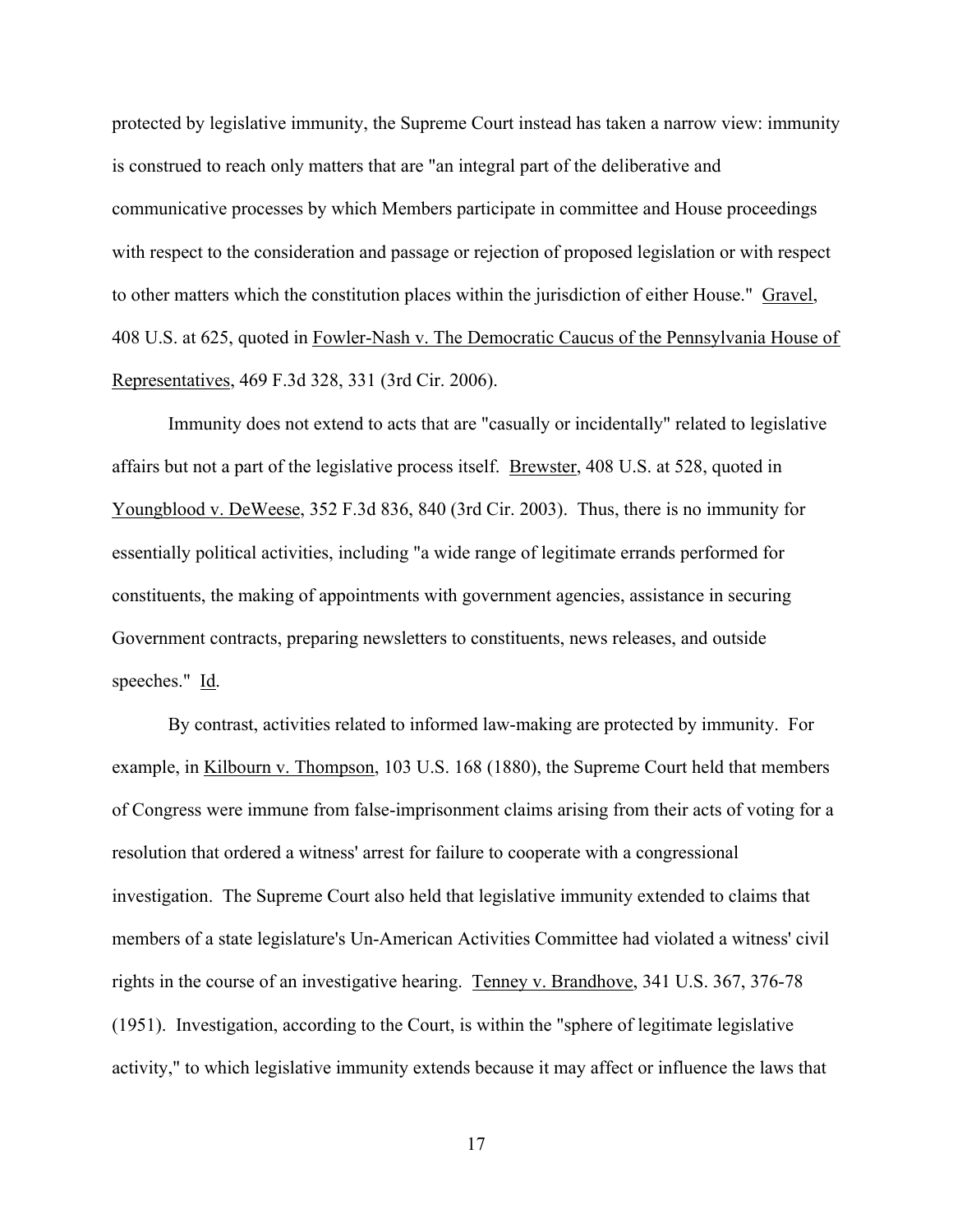protected by legislative immunity, the Supreme Court instead has taken a narrow view: immunity is construed to reach only matters that are "an integral part of the deliberative and communicative processes by which Members participate in committee and House proceedings with respect to the consideration and passage or rejection of proposed legislation or with respect to other matters which the constitution places within the jurisdiction of either House." Gravel, 408 U.S. at 625, quoted in Fowler-Nash v. The Democratic Caucus of the Pennsylvania House of Representatives, 469 F.3d 328, 331 (3rd Cir. 2006).

Immunity does not extend to acts that are "casually or incidentally" related to legislative affairs but not a part of the legislative process itself. Brewster, 408 U.S. at 528, quoted in Youngblood v. DeWeese, 352 F.3d 836, 840 (3rd Cir. 2003). Thus, there is no immunity for essentially political activities, including "a wide range of legitimate errands performed for constituents, the making of appointments with government agencies, assistance in securing Government contracts, preparing newsletters to constituents, news releases, and outside speeches." Id.

By contrast, activities related to informed law-making are protected by immunity. For example, in Kilbourn v. Thompson, 103 U.S. 168 (1880), the Supreme Court held that members of Congress were immune from false-imprisonment claims arising from their acts of voting for a resolution that ordered a witness' arrest for failure to cooperate with a congressional investigation. The Supreme Court also held that legislative immunity extended to claims that members of a state legislature's Un-American Activities Committee had violated a witness' civil rights in the course of an investigative hearing. Tenney v. Brandhove, 341 U.S. 367, 376-78 (1951). Investigation, according to the Court, is within the "sphere of legitimate legislative activity," to which legislative immunity extends because it may affect or influence the laws that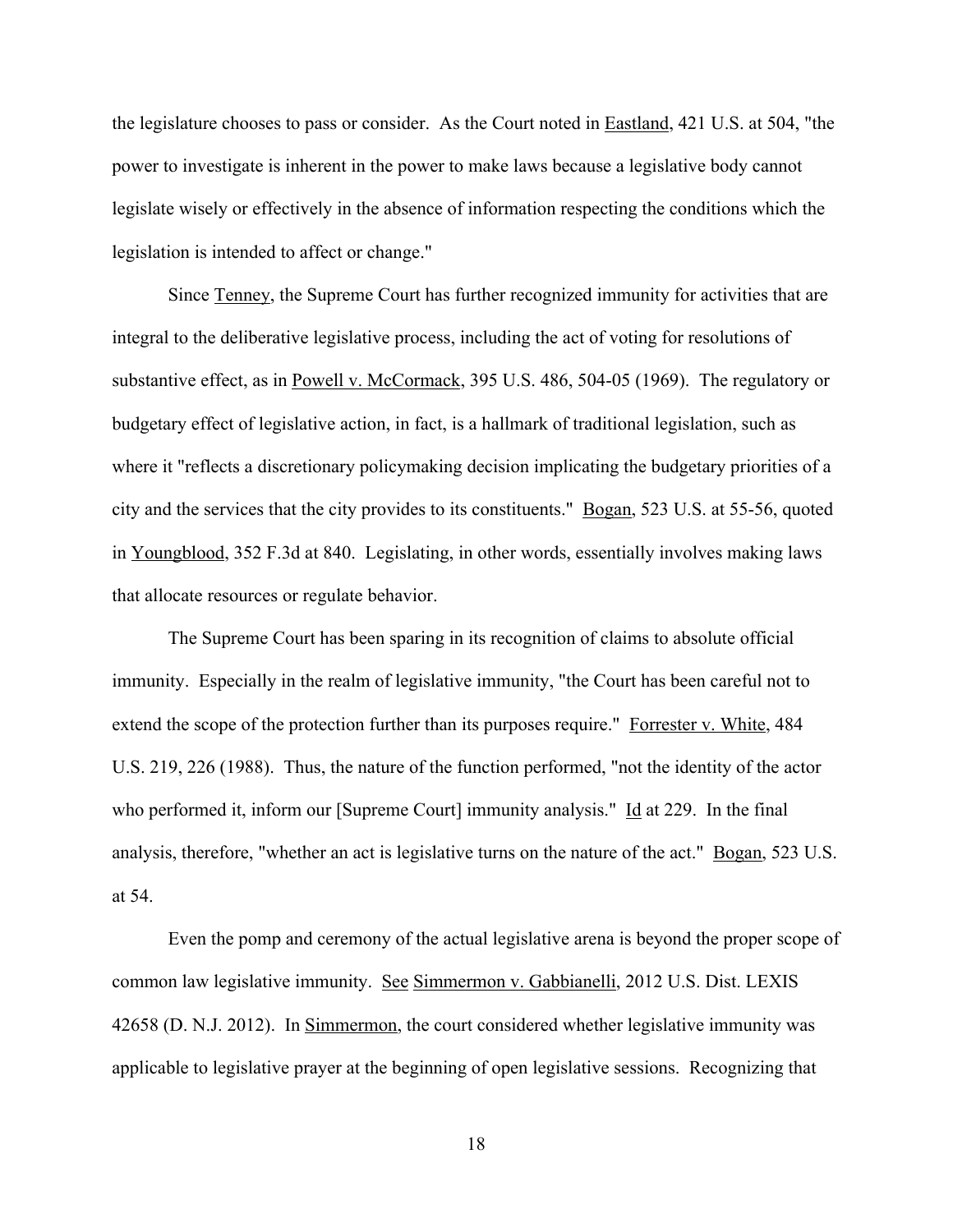the legislature chooses to pass or consider. As the Court noted in Eastland, 421 U.S. at 504, "the power to investigate is inherent in the power to make laws because a legislative body cannot legislate wisely or effectively in the absence of information respecting the conditions which the legislation is intended to affect or change."

Since Tenney, the Supreme Court has further recognized immunity for activities that are integral to the deliberative legislative process, including the act of voting for resolutions of substantive effect, as in Powell v. McCormack, 395 U.S. 486, 504-05 (1969). The regulatory or budgetary effect of legislative action, in fact, is a hallmark of traditional legislation, such as where it "reflects a discretionary policymaking decision implicating the budgetary priorities of a city and the services that the city provides to its constituents." Bogan, 523 U.S. at 55-56, quoted in Youngblood, 352 F.3d at 840. Legislating, in other words, essentially involves making laws that allocate resources or regulate behavior.

The Supreme Court has been sparing in its recognition of claims to absolute official immunity. Especially in the realm of legislative immunity, "the Court has been careful not to extend the scope of the protection further than its purposes require." Forrester v. White, 484 U.S. 219, 226 (1988). Thus, the nature of the function performed, "not the identity of the actor who performed it, inform our [Supreme Court] immunity analysis." Id at 229. In the final analysis, therefore, "whether an act is legislative turns on the nature of the act." Bogan, 523 U.S. at 54.

Even the pomp and ceremony of the actual legislative arena is beyond the proper scope of common law legislative immunity. See Simmermon v. Gabbianelli, 2012 U.S. Dist. LEXIS 42658 (D. N.J. 2012). In Simmermon, the court considered whether legislative immunity was applicable to legislative prayer at the beginning of open legislative sessions. Recognizing that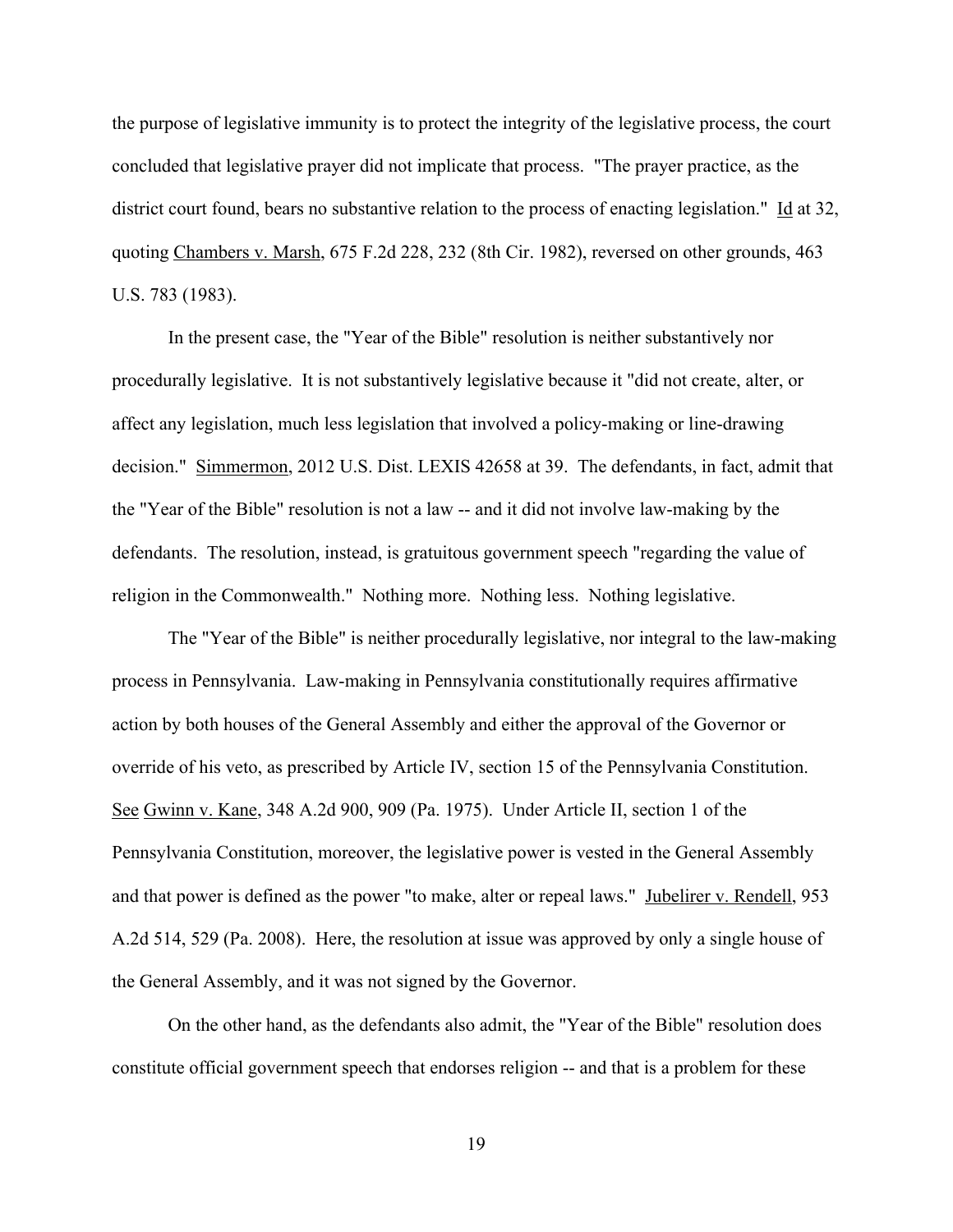the purpose of legislative immunity is to protect the integrity of the legislative process, the court concluded that legislative prayer did not implicate that process. "The prayer practice, as the district court found, bears no substantive relation to the process of enacting legislation." Id at 32, quoting Chambers v. Marsh, 675 F.2d 228, 232 (8th Cir. 1982), reversed on other grounds, 463 U.S. 783 (1983).

In the present case, the "Year of the Bible" resolution is neither substantively nor procedurally legislative. It is not substantively legislative because it "did not create, alter, or affect any legislation, much less legislation that involved a policy-making or line-drawing decision." Simmermon, 2012 U.S. Dist. LEXIS 42658 at 39. The defendants, in fact, admit that the "Year of the Bible" resolution is not a law -- and it did not involve law-making by the defendants. The resolution, instead, is gratuitous government speech "regarding the value of religion in the Commonwealth." Nothing more. Nothing less. Nothing legislative.

The "Year of the Bible" is neither procedurally legislative, nor integral to the law-making process in Pennsylvania. Law-making in Pennsylvania constitutionally requires affirmative action by both houses of the General Assembly and either the approval of the Governor or override of his veto, as prescribed by Article IV, section 15 of the Pennsylvania Constitution. See Gwinn v. Kane, 348 A.2d 900, 909 (Pa. 1975). Under Article II, section 1 of the Pennsylvania Constitution, moreover, the legislative power is vested in the General Assembly and that power is defined as the power "to make, alter or repeal laws." Jubelirer v. Rendell, 953 A.2d 514, 529 (Pa. 2008). Here, the resolution at issue was approved by only a single house of the General Assembly, and it was not signed by the Governor.

On the other hand, as the defendants also admit, the "Year of the Bible" resolution does constitute official government speech that endorses religion -- and that is a problem for these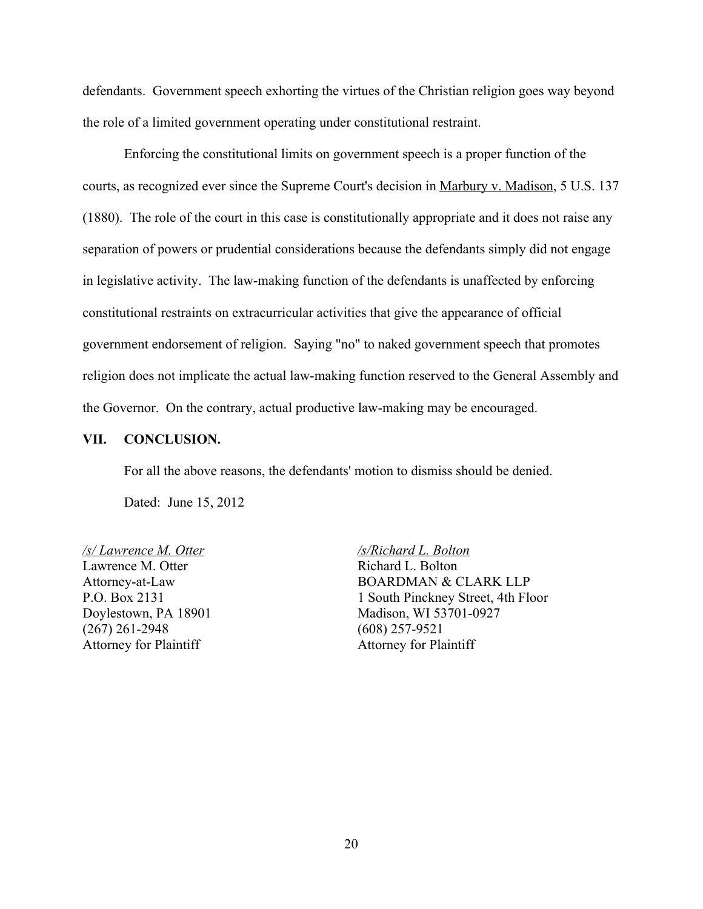defendants. Government speech exhorting the virtues of the Christian religion goes way beyond the role of a limited government operating under constitutional restraint.

Enforcing the constitutional limits on government speech is a proper function of the courts, as recognized ever since the Supreme Court's decision in Marbury v. Madison, 5 U.S. 137 (1880). The role of the court in this case is constitutionally appropriate and it does not raise any separation of powers or prudential considerations because the defendants simply did not engage in legislative activity. The law-making function of the defendants is unaffected by enforcing constitutional restraints on extracurricular activities that give the appearance of official government endorsement of religion. Saying "no" to naked government speech that promotes religion does not implicate the actual law-making function reserved to the General Assembly and the Governor. On the contrary, actual productive law-making may be encouraged.

## VII. CONCLUSION.

For all the above reasons, the defendants' motion to dismiss should be denied.

Dated: June 15, 2012

*/s/ Lawrence M. Otter*
Lawrence M. Otter
Attorney-at-Law
P.O. Box 2131
Doylestown, PA 18901
(267) 261-2948
Attorney for Plaintiff

*/s/Richard L. Bolton*
Richard L. Bolton
BOARDMAN & CLARK LLP
1 South Pinckney Street, 4th Floor
Madison, WI 53701-0927
(608) 257-9521
Attorney for Plaintiff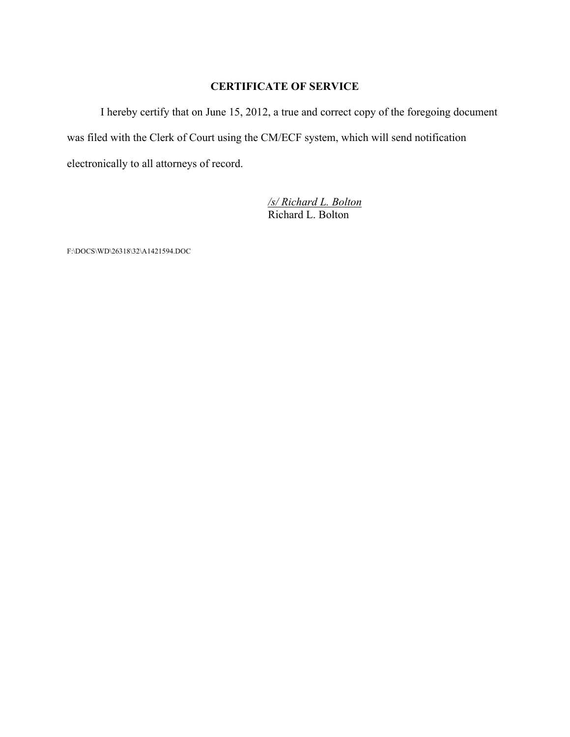**CERTIFICATE OF SERVICE**

I hereby certify that on June 15, 2012, a true and correct copy of the foregoing document was filed with the Clerk of Court using the CM/ECF system, which will send notification electronically to all attorneys of record.

*/s/ Richard L. Bolton*
Richard L. Bolton

F:\DOCS\WD\26318\32\A1421594.DOC